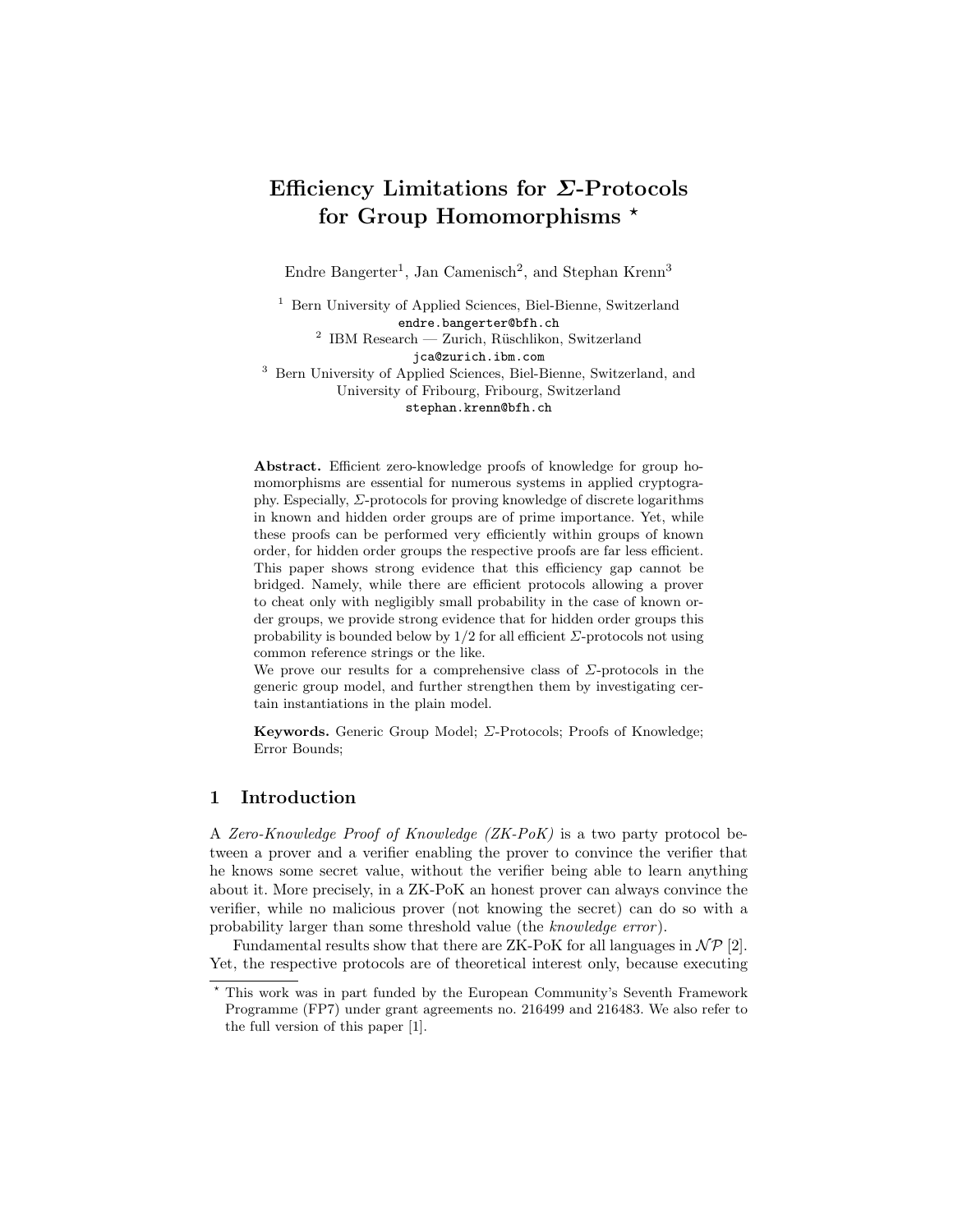# Efficiency Limitations for $\Sigma$-Protocols for Group Homomorphisms *

Endre Bangerter[1], Jan Camenisch[2], and Stephan Krenn[3]

[1] Bern University of Applied Sciences, Biel-Bienne, Switzerland
endre.bangerter@bfh.ch

[2] IBM Research — Zurich, Rüschlikon, Switzerland
jca@zurich.ibm.com

[3] Bern University of Applied Sciences, Biel-Bienne, Switzerland, and University of Fribourg, Fribourg, Switzerland
stephan.krenn@bfh.ch

**Abstract.** Efficient zero-knowledge proofs of knowledge for group homomorphisms are essential for numerous systems in applied cryptography. Especially, $\Sigma$-protocols for proving knowledge of discrete logarithms in known and hidden order groups are of prime importance. Yet, while these proofs can be performed very efficiently within groups of known order, for hidden order groups the respective proofs are far less efficient. This paper shows strong evidence that this efficiency gap cannot be bridged. Namely, while there are efficient protocols allowing a prover to cheat only with negligibly small probability in the case of known order groups, we provide strong evidence that for hidden order groups this probability is bounded below by $1/2$ for all efficient $\Sigma$-protocols not using common reference strings or the like.

We prove our results for a comprehensive class of $\Sigma$-protocols in the generic group model, and further strengthen them by investigating certain instantiations in the plain model.

**Keywords.** Generic Group Model; $\Sigma$-Protocols; Proofs of Knowledge; Error Bounds;

## 1 Introduction

A *Zero-Knowledge Proof of Knowledge (ZK-PoK)* is a two party protocol between a prover and a verifier enabling the prover to convince the verifier that he knows some secret value, without the verifier being able to learn anything about it. More precisely, in a ZK-PoK an honest prover can always convince the verifier, while no malicious prover (not knowing the secret) can do so with a probability larger than some threshold value (the *knowledge error*).

Fundamental results show that there are ZK-PoK for all languages in $\mathcal{NP}$ [2]. Yet, the respective protocols are of theoretical interest only, because executing

* This work was in part funded by the European Community's Seventh Framework Programme (FP7) under grant agreements no. 216499 and 216483. We also refer to the full version of this paper [1].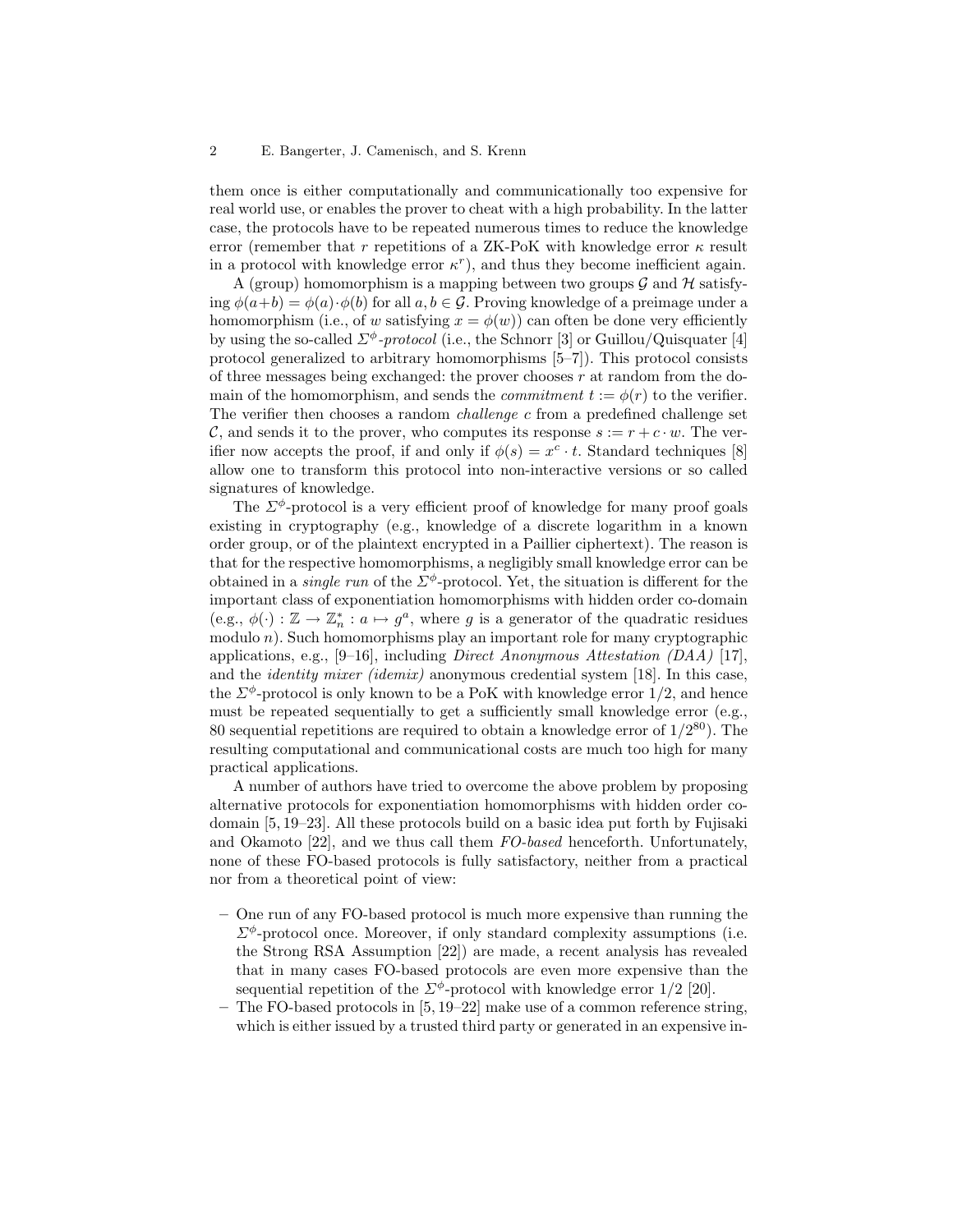them once is either computationally and communicationally too expensive for real world use, or enables the prover to cheat with a high probability. In the latter case, the protocols have to be repeated numerous times to reduce the knowledge error (remember that $r$ repetitions of a ZK-PoK with knowledge error $\kappa$ result in a protocol with knowledge error $\kappa^r$), and thus they become inefficient again.

A (group) homomorphism is a mapping between two groups $\mathcal{G}$ and $\mathcal{H}$ satisfying $\phi(a+b) = \phi(a)\cdot\phi(b)$ for all $a, b \in \mathcal{G}$. Proving knowledge of a preimage under a homomorphism (i.e., of $w$ satisfying $x = \phi(w)$) can often be done very efficiently by using the so-called *$\Sigma^\phi$-protocol* (i.e., the Schnorr [3] or Guillou/Quisquater [4] protocol generalized to arbitrary homomorphisms [5–7]). This protocol consists of three messages being exchanged: the prover chooses $r$ at random from the domain of the homomorphism, and sends the *commitment* $t := \phi(r)$ to the verifier. The verifier then chooses a random *challenge* $c$ from a predefined challenge set $\mathcal{C}$, and sends it to the prover, who computes its response $s := r + c \cdot w$. The verifier now accepts the proof, if and only if $\phi(s) = x^c \cdot t$. Standard techniques [8] allow one to transform this protocol into non-interactive versions or so called signatures of knowledge.

The $\Sigma^\phi$-protocol is a very efficient proof of knowledge for many proof goals existing in cryptography (e.g., knowledge of a discrete logarithm in a known order group, or of the plaintext encrypted in a Paillier ciphertext). The reason is that for the respective homomorphisms, a negligibly small knowledge error can be obtained in a *single run* of the $\Sigma^\phi$-protocol. Yet, the situation is different for the important class of exponentiation homomorphisms with hidden order co-domain (e.g., $\phi(\cdot) : \mathbb{Z} \to \mathbb{Z}_n^* : a \mapsto g^a$, where $g$ is a generator of the quadratic residues modulo $n$). Such homomorphisms play an important role for many cryptographic applications, e.g., [9–16], including *Direct Anonymous Attestation (DAA)* [17], and the *identity mixer (idemix)* anonymous credential system [18]. In this case, the $\Sigma^\phi$-protocol is only known to be a PoK with knowledge error $1/2$, and hence must be repeated sequentially to get a sufficiently small knowledge error (e.g., 80 sequential repetitions are required to obtain a knowledge error of $1/2^{80}$). The resulting computational and communicational costs are much too high for many practical applications.

A number of authors have tried to overcome the above problem by proposing alternative protocols for exponentiation homomorphisms with hidden order co-domain [5, 19–23]. All these protocols build on a basic idea put forth by Fujisaki and Okamoto [22], and we thus call them *FO-based* henceforth. Unfortunately, none of these FO-based protocols is fully satisfactory, neither from a practical nor from a theoretical point of view:

- One run of any FO-based protocol is much more expensive than running the $\Sigma^\phi$-protocol once. Moreover, if only standard complexity assumptions (i.e. the Strong RSA Assumption [22]) are made, a recent analysis has revealed that in many cases FO-based protocols are even more expensive than the sequential repetition of the $\Sigma^\phi$-protocol with knowledge error $1/2$ [20].
- The FO-based protocols in [5, 19–22] make use of a common reference string, which is either issued by a trusted third party or generated in an expensive in-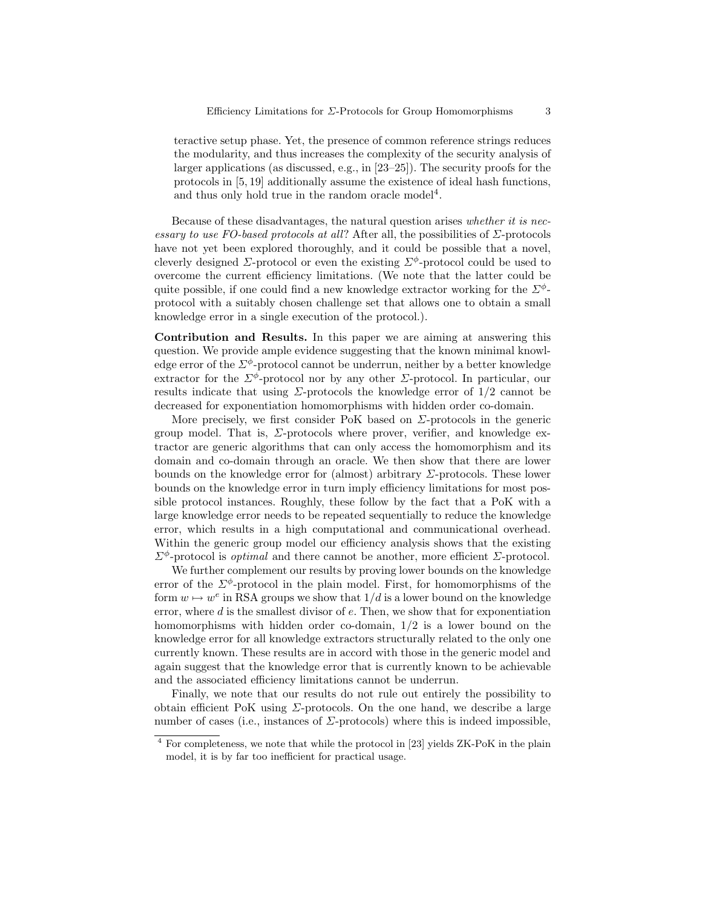teractive setup phase. Yet, the presence of common reference strings reduces the modularity, and thus increases the complexity of the security analysis of larger applications (as discussed, e.g., in [23–25]). The security proofs for the protocols in [5, 19] additionally assume the existence of ideal hash functions, and thus only hold true in the random oracle model[4].

Because of these disadvantages, the natural question arises *whether it is necessary to use FO-based protocols at all*? After all, the possibilities of $\Sigma$-protocols have not yet been explored thoroughly, and it could be possible that a novel, cleverly designed $\Sigma$-protocol or even the existing $\Sigma^{\phi}$-protocol could be used to overcome the current efficiency limitations. (We note that the latter could be quite possible, if one could find a new knowledge extractor working for the $\Sigma^{\phi}$-protocol with a suitably chosen challenge set that allows one to obtain a small knowledge error in a single execution of the protocol.).

**Contribution and Results.** In this paper we are aiming at answering this question. We provide ample evidence suggesting that the known minimal knowledge error of the $\Sigma^{\phi}$-protocol cannot be underrun, neither by a better knowledge extractor for the $\Sigma^{\phi}$-protocol nor by any other $\Sigma$-protocol. In particular, our results indicate that using $\Sigma$-protocols the knowledge error of $1/2$ cannot be decreased for exponentiation homomorphisms with hidden order co-domain.

More precisely, we first consider PoK based on $\Sigma$-protocols in the generic group model. That is, $\Sigma$-protocols where prover, verifier, and knowledge extractor are generic algorithms that can only access the homomorphism and its domain and co-domain through an oracle. We then show that there are lower bounds on the knowledge error for (almost) arbitrary $\Sigma$-protocols. These lower bounds on the knowledge error in turn imply efficiency limitations for most possible protocol instances. Roughly, these follow by the fact that a PoK with a large knowledge error needs to be repeated sequentially to reduce the knowledge error, which results in a high computational and communicational overhead. Within the generic group model our efficiency analysis shows that the existing $\Sigma^{\phi}$-protocol is *optimal* and there cannot be another, more efficient $\Sigma$-protocol.

We further complement our results by proving lower bounds on the knowledge error of the $\Sigma^{\phi}$-protocol in the plain model. First, for homomorphisms of the form $w \mapsto w^e$ in RSA groups we show that $1/d$ is a lower bound on the knowledge error, where $d$ is the smallest divisor of $e$. Then, we show that for exponentiation homomorphisms with hidden order co-domain, $1/2$ is a lower bound on the knowledge error for all knowledge extractors structurally related to the only one currently known. These results are in accord with those in the generic model and again suggest that the knowledge error that is currently known to be achievable and the associated efficiency limitations cannot be underrun.

Finally, we note that our results do not rule out entirely the possibility to obtain efficient PoK using $\Sigma$-protocols. On the one hand, we describe a large number of cases (i.e., instances of $\Sigma$-protocols) where this is indeed impossible,

---

[4] For completeness, we note that while the protocol in [23] yields ZK-PoK in the plain model, it is by far too inefficient for practical usage.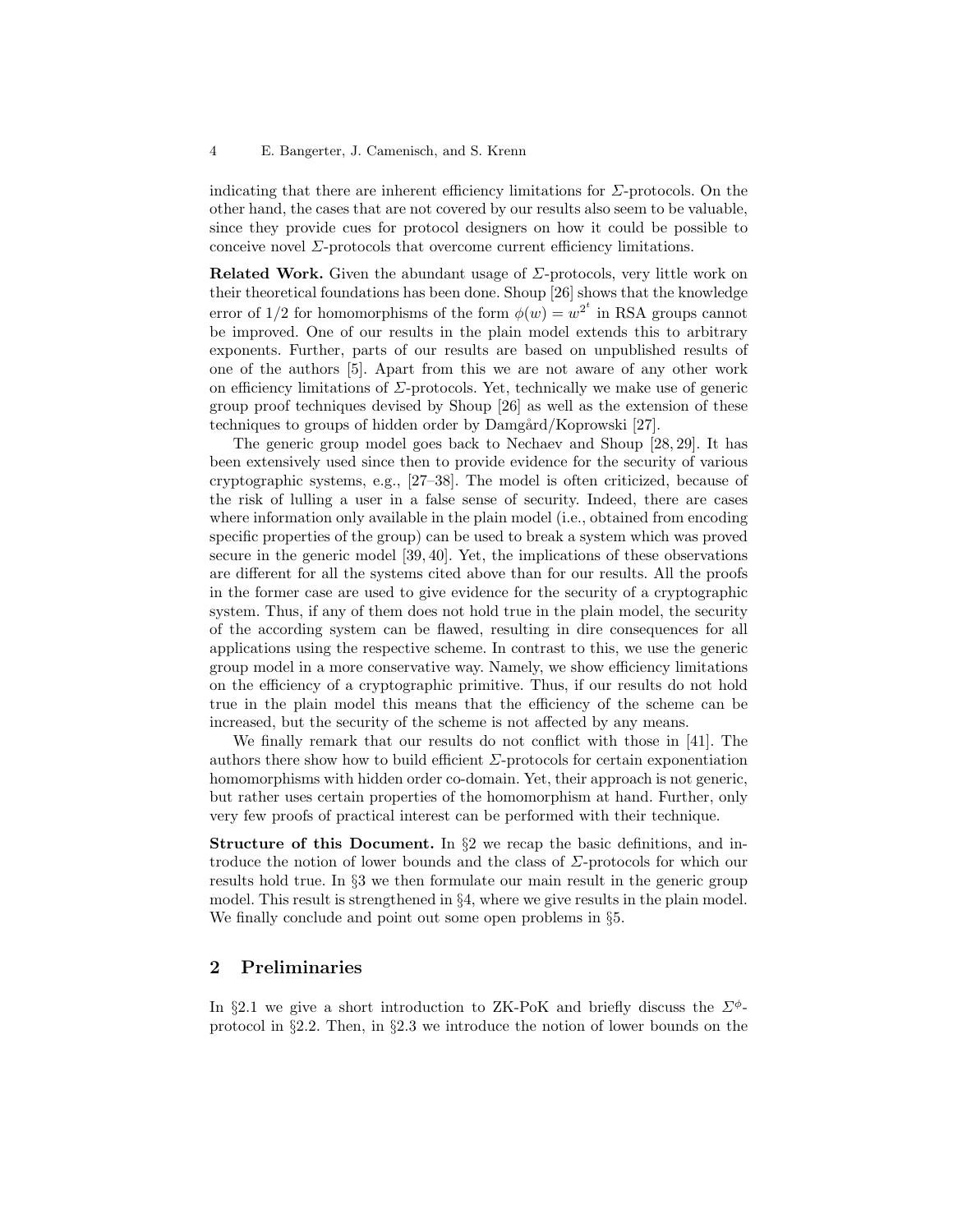indicating that there are inherent efficiency limitations for $\Sigma$-protocols. On the other hand, the cases that are not covered by our results also seem to be valuable, since they provide cues for protocol designers on how it could be possible to conceive novel $\Sigma$-protocols that overcome current efficiency limitations.

**Related Work.** Given the abundant usage of $\Sigma$-protocols, very little work on their theoretical foundations has been done. Shoup [26] shows that the knowledge error of $1/2$ for homomorphisms of the form $\phi(w) = w^{2^t}$ in RSA groups cannot be improved. One of our results in the plain model extends this to arbitrary exponents. Further, parts of our results are based on unpublished results of one of the authors [5]. Apart from this we are not aware of any other work on efficiency limitations of $\Sigma$-protocols. Yet, technically we make use of generic group proof techniques devised by Shoup [26] as well as the extension of these techniques to groups of hidden order by Damgård/Koprowski [27].

The generic group model goes back to Nechaev and Shoup [28, 29]. It has been extensively used since then to provide evidence for the security of various cryptographic systems, e.g., [27–38]. The model is often criticized, because of the risk of lulling a user in a false sense of security. Indeed, there are cases where information only available in the plain model (i.e., obtained from encoding specific properties of the group) can be used to break a system which was proved secure in the generic model [39, 40]. Yet, the implications of these observations are different for all the systems cited above than for our results. All the proofs in the former case are used to give evidence for the security of a cryptographic system. Thus, if any of them does not hold true in the plain model, the security of the according system can be flawed, resulting in dire consequences for all applications using the respective scheme. In contrast to this, we use the generic group model in a more conservative way. Namely, we show efficiency limitations on the efficiency of a cryptographic primitive. Thus, if our results do not hold true in the plain model this means that the efficiency of the scheme can be increased, but the security of the scheme is not affected by any means.

We finally remark that our results do not conflict with those in [41]. The authors there show how to build efficient $\Sigma$-protocols for certain exponentiation homomorphisms with hidden order co-domain. Yet, their approach is not generic, but rather uses certain properties of the homomorphism at hand. Further, only very few proofs of practical interest can be performed with their technique.

**Structure of this Document.** In §2 we recap the basic definitions, and introduce the notion of lower bounds and the class of $\Sigma$-protocols for which our results hold true. In §3 we then formulate our main result in the generic group model. This result is strengthened in §4, where we give results in the plain model. We finally conclude and point out some open problems in §5.

## 2 Preliminaries

In §2.1 we give a short introduction to ZK-PoK and briefly discuss the $\Sigma^{\phi}$-protocol in §2.2. Then, in §2.3 we introduce the notion of lower bounds on the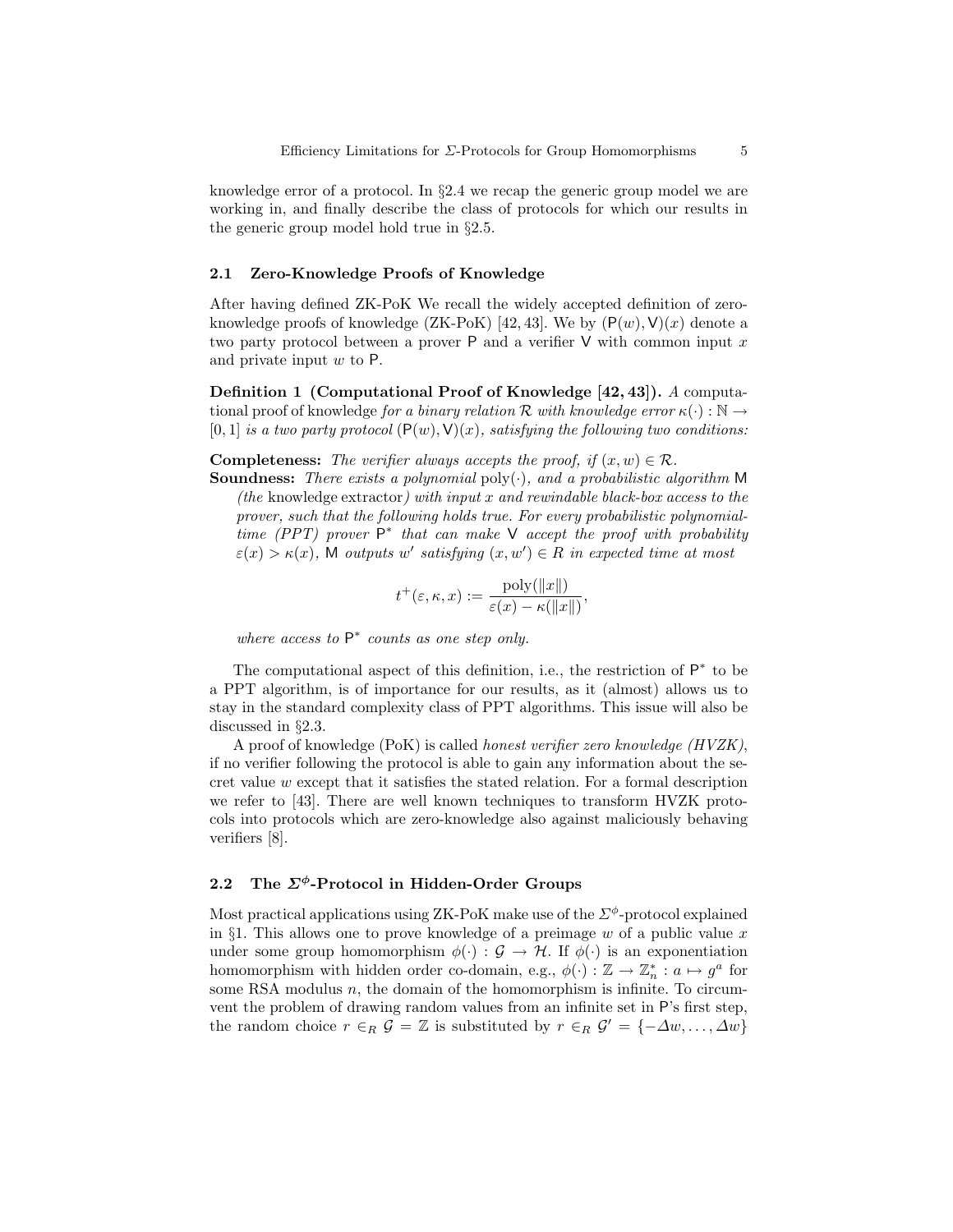knowledge error of a protocol. In §2.4 we recap the generic group model we are working in, and finally describe the class of protocols for which our results in the generic group model hold true in §2.5.

### 2.1 Zero-Knowledge Proofs of Knowledge

After having defined ZK-PoK We recall the widely accepted definition of zero-knowledge proofs of knowledge (ZK-PoK) [42, 43]. We by $(\mathsf{P}(w), \mathsf{V})(x)$ denote a two party protocol between a prover $\mathsf{P}$ and a verifier $\mathsf{V}$ with common input $x$ and private input $w$ to $\mathsf{P}$.

**Definition 1 (Computational Proof of Knowledge [42, 43]).** *A* computational proof of knowledge *for a binary relation $\mathcal{R}$ with knowledge error $\kappa(\cdot) : \mathbb{N} \to [0, 1]$ is a two party protocol $(\mathsf{P}(w), \mathsf{V})(x)$, satisfying the following two conditions:*

**Completeness:** *The verifier always accepts the proof, if $(x, w) \in \mathcal{R}$.*

**Soundness:** *There exists a polynomial* $\mathrm{poly}(\cdot)$*, and a probabilistic algorithm* $\mathsf{M}$ *(the* knowledge extractor*) with input $x$ and rewindable black-box access to the prover, such that the following holds true. For every probabilistic polynomial-time (PPT) prover $\mathsf{P}^*$ that can make $\mathsf{V}$ accept the proof with probability $\varepsilon(x) > \kappa(x)$, $\mathsf{M}$ outputs $w'$ satisfying $(x, w') \in R$ in expected time at most*

$$t^+(\varepsilon, \kappa, x) := \frac{\mathrm{poly}(\|x\|)}{\varepsilon(x) - \kappa(\|x\|)},$$

*where access to $\mathsf{P}^*$ counts as one step only.*

The computational aspect of this definition, i.e., the restriction of $\mathsf{P}^*$ to be a PPT algorithm, is of importance for our results, as it (almost) allows us to stay in the standard complexity class of PPT algorithms. This issue will also be discussed in §2.3.

A proof of knowledge (PoK) is called *honest verifier zero knowledge (HVZK)*, if no verifier following the protocol is able to gain any information about the secret value $w$ except that it satisfies the stated relation. For a formal description we refer to [43]. There are well known techniques to transform HVZK protocols into protocols which are zero-knowledge also against maliciously behaving verifiers [8].

### 2.2 The $\Sigma^\phi$-Protocol in Hidden-Order Groups

Most practical applications using ZK-PoK make use of the $\Sigma^\phi$-protocol explained in §1. This allows one to prove knowledge of a preimage $w$ of a public value $x$ under some group homomorphism $\phi(\cdot) : \mathcal{G} \to \mathcal{H}$. If $\phi(\cdot)$ is an exponentiation homomorphism with hidden order co-domain, e.g., $\phi(\cdot) : \mathbb{Z} \to \mathbb{Z}_n^* : a \mapsto g^a$ for some RSA modulus $n$, the domain of the homomorphism is infinite. To circumvent the problem of drawing random values from an infinite set in $\mathsf{P}$'s first step, the random choice $r \in_R \mathcal{G} = \mathbb{Z}$ is substituted by $r \in_R \mathcal{G}' = \{-\Delta w, \ldots, \Delta w\}$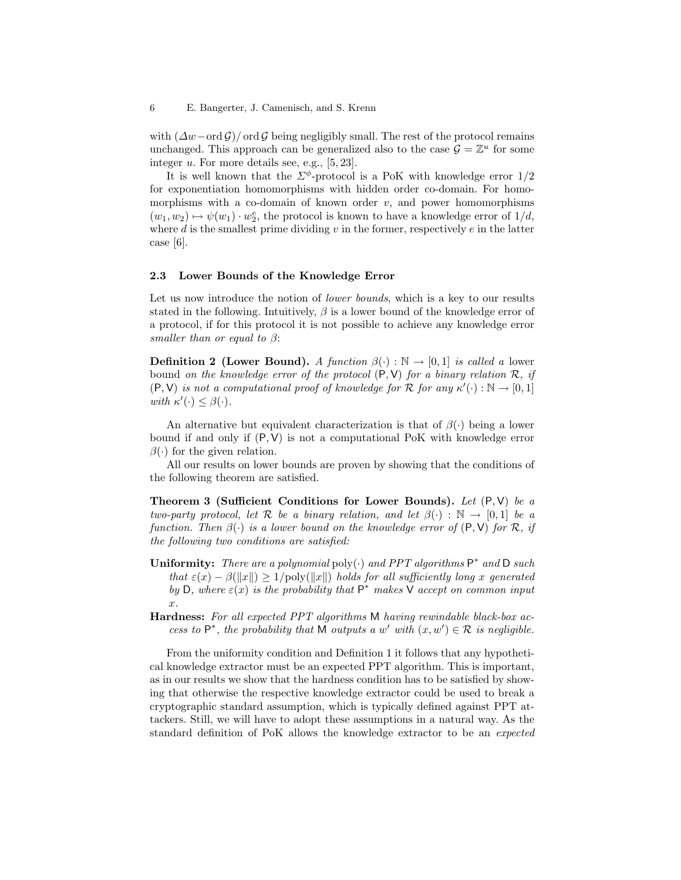with $(\Delta w - \operatorname{ord} \mathcal{G}) / \operatorname{ord} \mathcal{G}$ being negligibly small. The rest of the protocol remains unchanged. This approach can be generalized also to the case $\mathcal{G} = \mathbb{Z}^u$ for some integer $u$. For more details see, e.g., [5, 23].

It is well known that the $\Sigma^\phi$-protocol is a PoK with knowledge error $1/2$ for exponentiation homomorphisms with hidden order co-domain. For homomorphisms with a co-domain of known order $v$, and power homomorphisms $(w_1, w_2) \mapsto \psi(w_1) \cdot w_2^e$, the protocol is known to have a knowledge error of $1/d$, where $d$ is the smallest prime dividing $v$ in the former, respectively $e$ in the latter case [6].

### 2.3 Lower Bounds of the Knowledge Error

Let us now introduce the notion of *lower bounds*, which is a key to our results stated in the following. Intuitively, $\beta$ is a lower bound of the knowledge error of a protocol, if for this protocol it is not possible to achieve any knowledge error *smaller than or equal to* $\beta$:

**Definition 2 (Lower Bound).** *A function $\beta(\cdot) : \mathbb{N} \to [0, 1]$ is called a* lower bound *on the knowledge error of the protocol $(\mathsf{P}, \mathsf{V})$ for a binary relation $\mathcal{R}$, if $(\mathsf{P}, \mathsf{V})$ is not a computational proof of knowledge for $\mathcal{R}$ for any $\kappa'(\cdot) : \mathbb{N} \to [0, 1]$ with $\kappa'(\cdot) \leq \beta(\cdot)$.*

An alternative but equivalent characterization is that of $\beta(\cdot)$ being a lower bound if and only if $(\mathsf{P}, \mathsf{V})$ is not a computational PoK with knowledge error $\beta(\cdot)$ for the given relation.

All our results on lower bounds are proven by showing that the conditions of the following theorem are satisfied.

**Theorem 3 (Sufficient Conditions for Lower Bounds).** *Let $(\mathsf{P}, \mathsf{V})$ be a two-party protocol, let $\mathcal{R}$ be a binary relation, and let $\beta(\cdot) : \mathbb{N} \to [0, 1]$ be a function. Then $\beta(\cdot)$ is a lower bound on the knowledge error of $(\mathsf{P}, \mathsf{V})$ for $\mathcal{R}$, if the following two conditions are satisfied:*

- **Uniformity:** *There are a polynomial $\operatorname{poly}(\cdot)$ and PPT algorithms $\mathsf{P}^*$ and $\mathsf{D}$ such that $\varepsilon(x) - \beta(\|x\|) \geq 1/\operatorname{poly}(\|x\|)$ holds for all sufficiently long $x$ generated by $\mathsf{D}$, where $\varepsilon(x)$ is the probability that $\mathsf{P}^*$ makes $\mathsf{V}$ accept on common input $x$.*
- **Hardness:** *For all expected PPT algorithms $\mathsf{M}$ having rewindable black-box access to $\mathsf{P}^*$, the probability that $\mathsf{M}$ outputs a $w'$ with $(x, w') \in \mathcal{R}$ is negligible.*

From the uniformity condition and Definition 1 it follows that any hypothetical knowledge extractor must be an expected PPT algorithm. This is important, as in our results we show that the hardness condition has to be satisfied by showing that otherwise the respective knowledge extractor could be used to break a cryptographic standard assumption, which is typically defined against PPT attackers. Still, we will have to adopt these assumptions in a natural way. As the standard definition of PoK allows the knowledge extractor to be an *expected*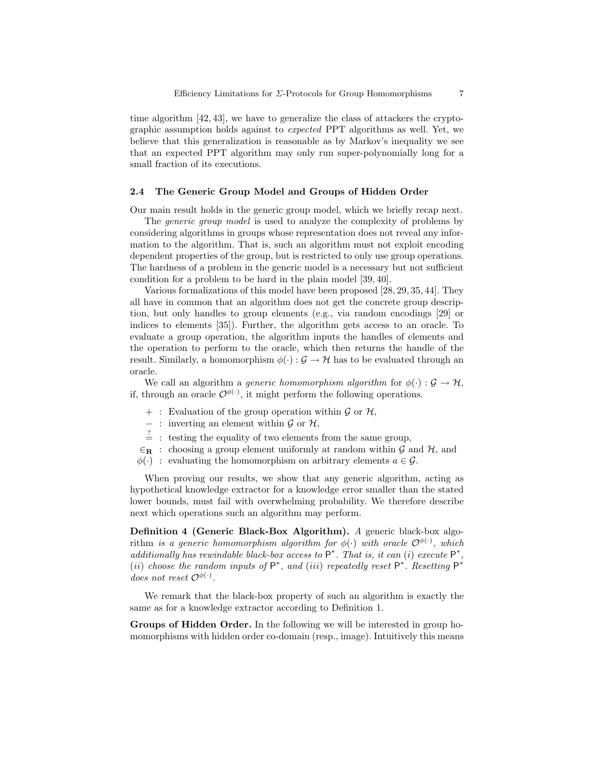time algorithm [42, 43], we have to generalize the class of attackers the cryptographic assumption holds against to *expected* PPT algorithms as well. Yet, we believe that this generalization is reasonable as by Markov's inequality we see that an expected PPT algorithm may only run super-polynomially long for a small fraction of its executions.

### 2.4 The Generic Group Model and Groups of Hidden Order

Our main result holds in the generic group model, which we briefly recap next.

The *generic group model* is used to analyze the complexity of problems by considering algorithms in groups whose representation does not reveal any information to the algorithm. That is, such an algorithm must not exploit encoding dependent properties of the group, but is restricted to only use group operations. The hardness of a problem in the generic model is a necessary but not sufficient condition for a problem to be hard in the plain model [39, 40].

Various formalizations of this model have been proposed [28, 29, 35, 44]. They all have in common that an algorithm does not get the concrete group description, but only handles to group elements (e.g., via random encodings [29] or indices to elements [35]). Further, the algorithm gets access to an oracle. To evaluate a group operation, the algorithm inputs the handles of elements and the operation to perform to the oracle, which then returns the handle of the result. Similarly, a homomorphism $\phi(\cdot) : \mathcal{G} \to \mathcal{H}$ has to be evaluated through an oracle.

We call an algorithm a *generic homomorphism algorithm* for $\phi(\cdot) : \mathcal{G} \to \mathcal{H}$, if, through an oracle $\mathcal{O}^{\phi(\cdot)}$, it might perform the following operations.

- $+$ : Evaluation of the group operation within $\mathcal{G}$ or $\mathcal{H}$,
- $-$ : inverting an element within $\mathcal{G}$ or $\mathcal{H}$,
- $\stackrel{?}{=}$ : testing the equality of two elements from the same group,
- $\in_{\mathbf{R}}$ : choosing a group element uniformly at random within $\mathcal{G}$ and $\mathcal{H}$, and
- $\phi(\cdot)$ : evaluating the homomorphism on arbitrary elements $a \in \mathcal{G}$.

When proving our results, we show that any generic algorithm, acting as hypothetical knowledge extractor for a knowledge error smaller than the stated lower bounds, must fail with overwhelming probability. We therefore describe next which operations such an algorithm may perform.

**Definition 4 (Generic Black-Box Algorithm).** *A* generic black-box algorithm *is a generic homomorphism algorithm for $\phi(\cdot)$ with oracle $\mathcal{O}^{\phi(\cdot)}$, which additionally has rewindable black-box access to $\mathsf{P}^*$. That is, it can $(i)$ execute $\mathsf{P}^*$, $(ii)$ choose the random inputs of $\mathsf{P}^*$, and $(iii)$ repeatedly reset $\mathsf{P}^*$. Resetting $\mathsf{P}^*$ does not reset $\mathcal{O}^{\phi(\cdot)}$.*

We remark that the black-box property of such an algorithm is exactly the same as for a knowledge extractor according to Definition 1.

**Groups of Hidden Order.** In the following we will be interested in group homomorphisms with hidden order co-domain (resp., image). Intuitively this means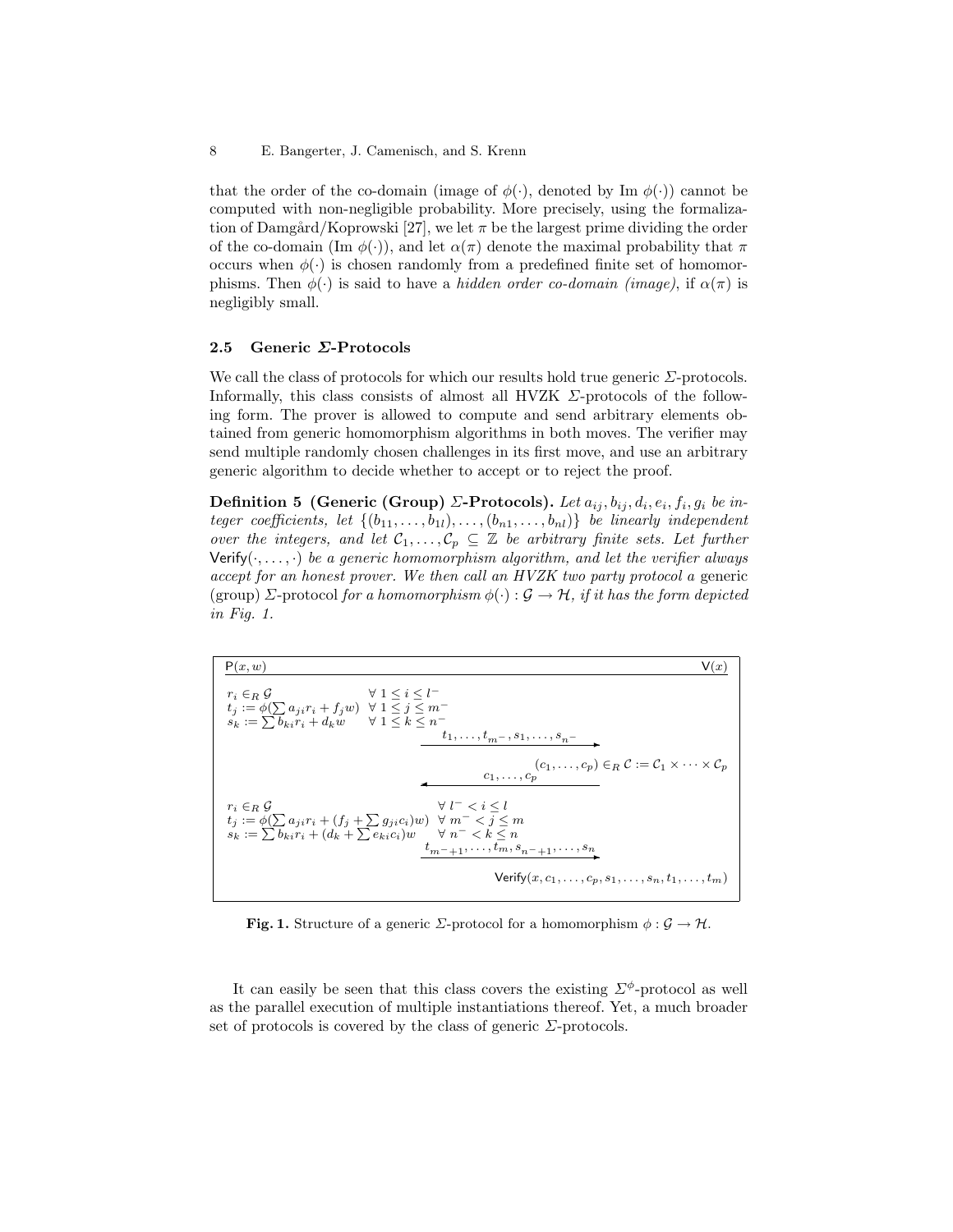that the order of the co-domain (image of $\phi(\cdot)$, denoted by Im $\phi(\cdot)$) cannot be computed with non-negligible probability. More precisely, using the formalization of Damgård/Koprowski [27], we let $\pi$ be the largest prime dividing the order of the co-domain (Im $\phi(\cdot)$), and let $\alpha(\pi)$ denote the maximal probability that $\pi$ occurs when $\phi(\cdot)$ is chosen randomly from a predefined finite set of homomorphisms. Then $\phi(\cdot)$ is said to have a *hidden order co-domain (image)*, if $\alpha(\pi)$ is negligibly small.

### 2.5 Generic $\Sigma$-Protocols

We call the class of protocols for which our results hold true generic $\Sigma$-protocols. Informally, this class consists of almost all HVZK $\Sigma$-protocols of the following form. The prover is allowed to compute and send arbitrary elements obtained from generic homomorphism algorithms in both moves. The verifier may send multiple randomly chosen challenges in its first move, and use an arbitrary generic algorithm to decide whether to accept or to reject the proof.

**Definition 5 (Generic (Group) $\Sigma$-Protocols).** *Let $a_{ij}, b_{ij}, d_i, e_i, f_i, g_i$ be integer coefficients, let $\{(b_{11}, \dots, b_{1l}), \dots, (b_{n1}, \dots, b_{nl})\}$ be linearly independent over the integers, and let $\mathcal{C}_1, \dots, \mathcal{C}_p \subseteq \mathbb{Z}$ be arbitrary finite sets. Let further $\mathsf{Verify}(\cdot, \dots, \cdot)$ be a generic homomorphism algorithm, and let the verifier always accept for an honest prover. We then call an HVZK two party protocol a* generic (group) $\Sigma$-protocol *for a homomorphism $\phi(\cdot) : \mathcal{G} \to \mathcal{H}$, if it has the form depicted in Fig. 1.*

$\mathsf{P}(x, w)$ $\qquad\qquad\qquad\qquad\qquad\qquad\qquad\qquad$ $\mathsf{V}(x)$

$r_i \in_R \mathcal{G} \quad \forall\, 1 \le i \le l^-$

$t_j := \phi(\sum a_{ji} r_i + f_j w) \quad \forall\, 1 \le j \le m^-$

$s_k := \sum b_{ki} r_i + d_k w \quad \forall\, 1 \le k \le n^-$

$\xrightarrow{\quad t_1, \dots, t_{m^-}, s_1, \dots, s_{n^-} \quad}$

$(c_1, \dots, c_p) \in_R \mathcal{C} := \mathcal{C}_1 \times \dots \times \mathcal{C}_p$

$\xleftarrow{\quad c_1, \dots, c_p \quad}$

$r_i \in_R \mathcal{G} \quad \forall\, l^- < i \le l$

$t_j := \phi(\sum a_{ji} r_i + (f_j + \sum g_{ji} c_i) w) \quad \forall\, m^- < j \le m$

$s_k := \sum b_{ki} r_i + (d_k + \sum e_{ki} c_i) w \quad \forall\, n^- < k \le n$

$\xrightarrow{\quad t_{m^-+1}, \dots, t_m, s_{n^-+1}, \dots, s_n \quad}$

$\mathsf{Verify}(x, c_1, \dots, c_p, s_1, \dots, s_n, t_1, \dots, t_m)$

**Fig. 1.** Structure of a generic $\Sigma$-protocol for a homomorphism $\phi : \mathcal{G} \to \mathcal{H}$.

It can easily be seen that this class covers the existing $\Sigma^\phi$-protocol as well as the parallel execution of multiple instantiations thereof. Yet, a much broader set of protocols is covered by the class of generic $\Sigma$-protocols.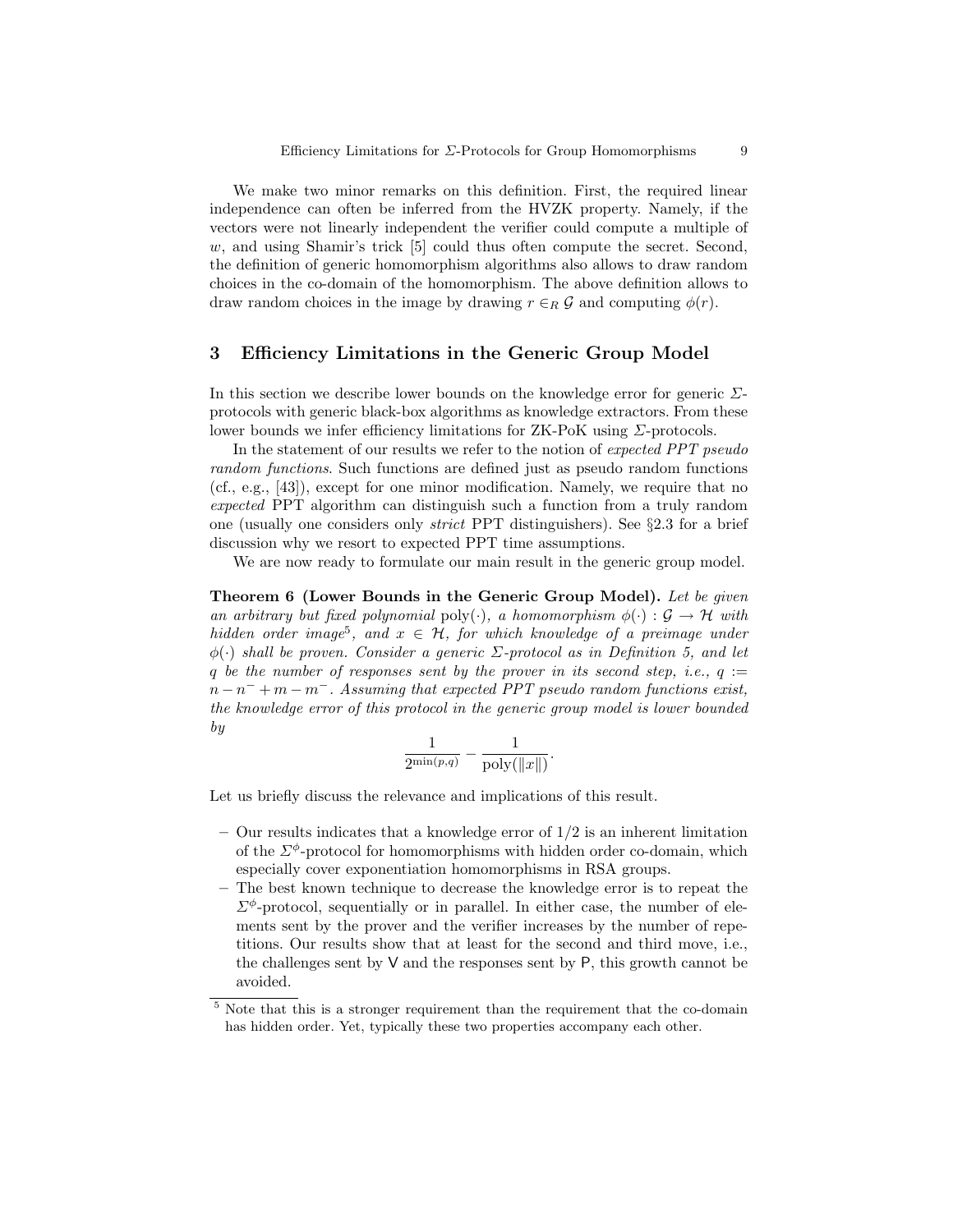We make two minor remarks on this definition. First, the required linear independence can often be inferred from the HVZK property. Namely, if the vectors were not linearly independent the verifier could compute a multiple of $w$, and using Shamir's trick [5] could thus often compute the secret. Second, the definition of generic homomorphism algorithms also allows to draw random choices in the co-domain of the homomorphism. The above definition allows to draw random choices in the image by drawing $r \in_R \mathcal{G}$ and computing $\phi(r)$.

## 3 Efficiency Limitations in the Generic Group Model

In this section we describe lower bounds on the knowledge error for generic $\Sigma$-protocols with generic black-box algorithms as knowledge extractors. From these lower bounds we infer efficiency limitations for ZK-PoK using $\Sigma$-protocols.

In the statement of our results we refer to the notion of *expected PPT pseudo random functions*. Such functions are defined just as pseudo random functions (cf., e.g., [43]), except for one minor modification. Namely, we require that no *expected* PPT algorithm can distinguish such a function from a truly random one (usually one considers only *strict* PPT distinguishers). See §2.3 for a brief discussion why we resort to expected PPT time assumptions.

We are now ready to formulate our main result in the generic group model.

**Theorem 6 (Lower Bounds in the Generic Group Model).** *Let be given an arbitrary but fixed polynomial* $\mathrm{poly}(\cdot)$*, a homomorphism* $\phi(\cdot) : \mathcal{G} \to \mathcal{H}$ *with hidden order image*[5]*, and* $x \in \mathcal{H}$*, for which knowledge of a preimage under* $\phi(\cdot)$ *shall be proven. Consider a generic* $\Sigma$*-protocol as in Definition 5, and let* $q$ *be the number of responses sent by the prover in its second step, i.e.,* $q := n - n^- + m - m^-$*. Assuming that expected PPT pseudo random functions exist, the knowledge error of this protocol in the generic group model is lower bounded by*

$$\frac{1}{2^{\min(p,q)}} - \frac{1}{\mathrm{poly}(\|x\|)}.$$

Let us briefly discuss the relevance and implications of this result.

- Our results indicates that a knowledge error of $1/2$ is an inherent limitation of the $\Sigma^\phi$-protocol for homomorphisms with hidden order co-domain, which especially cover exponentiation homomorphisms in RSA groups.
- The best known technique to decrease the knowledge error is to repeat the $\Sigma^\phi$-protocol, sequentially or in parallel. In either case, the number of elements sent by the prover and the verifier increases by the number of repetitions. Our results show that at least for the second and third move, i.e., the challenges sent by $\mathsf{V}$ and the responses sent by $\mathsf{P}$, this growth cannot be avoided.

[5] Note that this is a stronger requirement than the requirement that the co-domain has hidden order. Yet, typically these two properties accompany each other.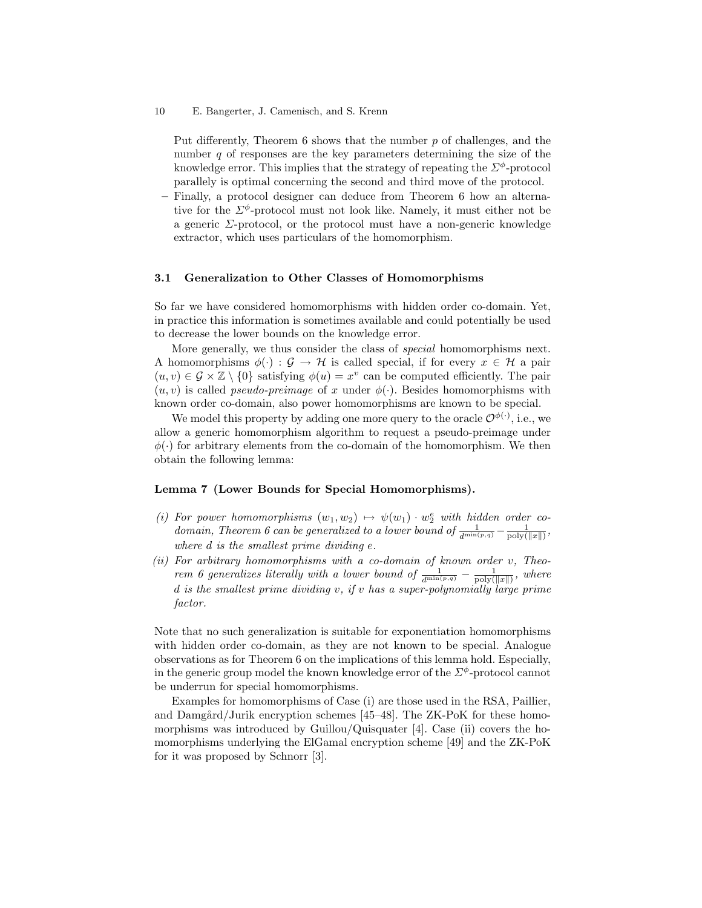Put differently, Theorem 6 shows that the number $p$ of challenges, and the number $q$ of responses are the key parameters determining the size of the knowledge error. This implies that the strategy of repeating the $\Sigma^{\phi}$-protocol parallely is optimal concerning the second and third move of the protocol.

– Finally, a protocol designer can deduce from Theorem 6 how an alternative for the $\Sigma^{\phi}$-protocol must not look like. Namely, it must either not be a generic $\Sigma$-protocol, or the protocol must have a non-generic knowledge extractor, which uses particulars of the homomorphism.

### 3.1 Generalization to Other Classes of Homomorphisms

So far we have considered homomorphisms with hidden order co-domain. Yet, in practice this information is sometimes available and could potentially be used to decrease the lower bounds on the knowledge error.

More generally, we thus consider the class of *special* homomorphisms next. A homomorphisms $\phi(\cdot) : \mathcal{G} \to \mathcal{H}$ is called special, if for every $x \in \mathcal{H}$ a pair $(u, v) \in \mathcal{G} \times \mathbb{Z} \setminus \{0\}$ satisfying $\phi(u) = x^v$ can be computed efficiently. The pair $(u, v)$ is called *pseudo-preimage* of $x$ under $\phi(\cdot)$. Besides homomorphisms with known order co-domain, also power homomorphisms are known to be special.

We model this property by adding one more query to the oracle $\mathcal{O}^{\phi(\cdot)}$, i.e., we allow a generic homomorphism algorithm to request a pseudo-preimage under $\phi(\cdot)$ for arbitrary elements from the co-domain of the homomorphism. We then obtain the following lemma:

**Lemma 7 (Lower Bounds for Special Homomorphisms).**

*(i) For power homomorphisms $(w_1, w_2) \mapsto \psi(w_1) \cdot w_2^e$ with hidden order co-domain, Theorem 6 can be generalized to a lower bound of $\frac{1}{d^{\min(p,q)}} - \frac{1}{\text{poly}(\|x\|)}$, where $d$ is the smallest prime dividing $e$.*

*(ii) For arbitrary homomorphisms with a co-domain of known order $v$, Theorem 6 generalizes literally with a lower bound of $\frac{1}{d^{\min(p,q)}} - \frac{1}{\text{poly}(\|x\|)}$, where $d$ is the smallest prime dividing $v$, if $v$ has a super-polynomially large prime factor.*

Note that no such generalization is suitable for exponentiation homomorphisms with hidden order co-domain, as they are not known to be special. Analogue observations as for Theorem 6 on the implications of this lemma hold. Especially, in the generic group model the known knowledge error of the $\Sigma^{\phi}$-protocol cannot be underrun for special homomorphisms.

Examples for homomorphisms of Case (i) are those used in the RSA, Paillier, and Damgård/Jurik encryption schemes [45–48]. The ZK-PoK for these homomorphisms was introduced by Guillou/Quisquater [4]. Case (ii) covers the homomorphisms underlying the ElGamal encryption scheme [49] and the ZK-PoK for it was proposed by Schnorr [3].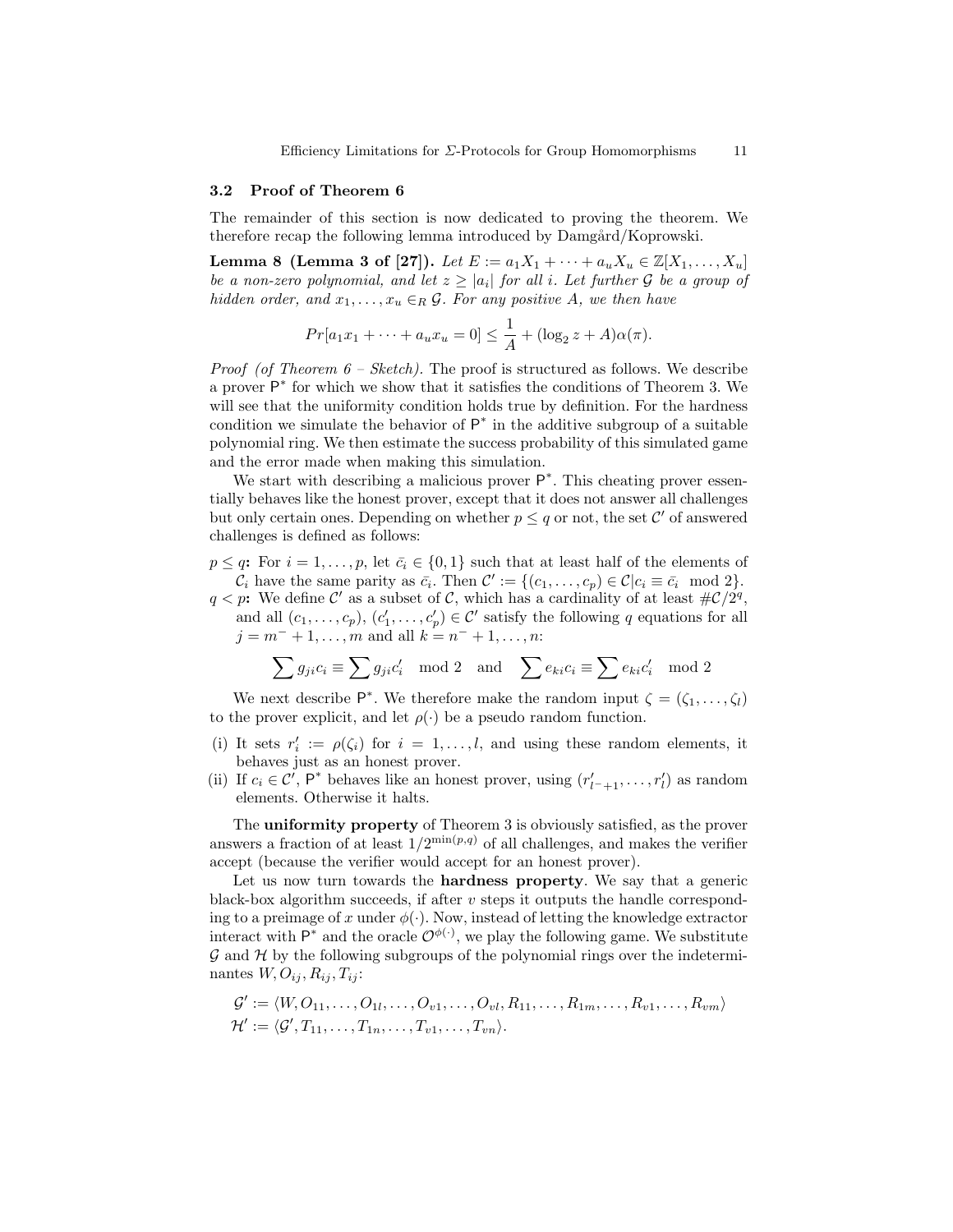### 3.2 Proof of Theorem 6

The remainder of this section is now dedicated to proving the theorem. We therefore recap the following lemma introduced by Damgård/Koprowski.

**Lemma 8 (Lemma 3 of [27]).** *Let $E := a_1X_1 + \cdots + a_uX_u \in \mathbb{Z}[X_1, \ldots, X_u]$ be a non-zero polynomial, and let $z \geq |a_i|$ for all $i$. Let further $\mathcal{G}$ be a group of hidden order, and $x_1, \ldots, x_u \in_R \mathcal{G}$. For any positive $A$, we then have*

$$Pr[a_1x_1 + \cdots + a_ux_u = 0] \leq \frac{1}{A} + (\log_2 z + A)\alpha(\pi).$$

*Proof (of Theorem 6 – Sketch).* The proof is structured as follows. We describe a prover $\mathsf{P}^*$ for which we show that it satisfies the conditions of Theorem 3. We will see that the uniformity condition holds true by definition. For the hardness condition we simulate the behavior of $\mathsf{P}^*$ in the additive subgroup of a suitable polynomial ring. We then estimate the success probability of this simulated game and the error made when making this simulation.

We start with describing a malicious prover $\mathsf{P}^*$. This cheating prover essentially behaves like the honest prover, except that it does not answer all challenges but only certain ones. Depending on whether $p \leq q$ or not, the set $\mathcal{C}'$ of answered challenges is defined as follows:

**$p \leq q$:** For $i = 1, \ldots, p$, let $\bar{c_i} \in \{0, 1\}$ such that at least half of the elements of $\mathcal{C}_i$ have the same parity as $\bar{c_i}$. Then $\mathcal{C}' := \{(c_1, \ldots, c_p) \in \mathcal{C} | c_i \equiv \bar{c_i} \mod 2\}$.

**$q < p$:** We define $\mathcal{C}'$ as a subset of $\mathcal{C}$, which has a cardinality of at least $\#\mathcal{C}/2^q$, and all $(c_1, \ldots, c_p)$, $(c'_1, \ldots, c'_p) \in \mathcal{C}'$ satisfy the following $q$ equations for all $j = m^- + 1, \ldots, m$ and all $k = n^- + 1, \ldots, n$:

$$\sum g_{ji}c_i \equiv \sum g_{ji}c'_i \mod 2 \quad \text{and} \quad \sum e_{ki}c_i \equiv \sum e_{ki}c'_i \mod 2$$

We next describe $\mathsf{P}^*$. We therefore make the random input $\zeta = (\zeta_1, \ldots, \zeta_l)$ to the prover explicit, and let $\rho(\cdot)$ be a pseudo random function.

(i) It sets $r'_i := \rho(\zeta_i)$ for $i = 1, \ldots, l$, and using these random elements, it behaves just as an honest prover.

(ii) If $c_i \in \mathcal{C}'$, $\mathsf{P}^*$ behaves like an honest prover, using $(r'_{l^-+1}, \ldots, r'_l)$ as random elements. Otherwise it halts.

The **uniformity property** of Theorem 3 is obviously satisfied, as the prover answers a fraction of at least $1/2^{\min(p,q)}$ of all challenges, and makes the verifier accept (because the verifier would accept for an honest prover).

Let us now turn towards the **hardness property**. We say that a generic black-box algorithm succeeds, if after $v$ steps it outputs the handle corresponding to a preimage of $x$ under $\phi(\cdot)$. Now, instead of letting the knowledge extractor interact with $\mathsf{P}^*$ and the oracle $\mathcal{O}^{\phi(\cdot)}$, we play the following game. We substitute $\mathcal{G}$ and $\mathcal{H}$ by the following subgroups of the polynomial rings over the indeterminantes $W, O_{ij}, R_{ij}, T_{ij}$:

$$\mathcal{G}' := \langle W, O_{11}, \ldots, O_{1l}, \ldots, O_{v1}, \ldots, O_{vl}, R_{11}, \ldots, R_{1m}, \ldots, R_{v1}, \ldots, R_{vm} \rangle$$

$$\mathcal{H}' := \langle \mathcal{G}', T_{11}, \ldots, T_{1n}, \ldots, T_{v1}, \ldots, T_{vn} \rangle.$$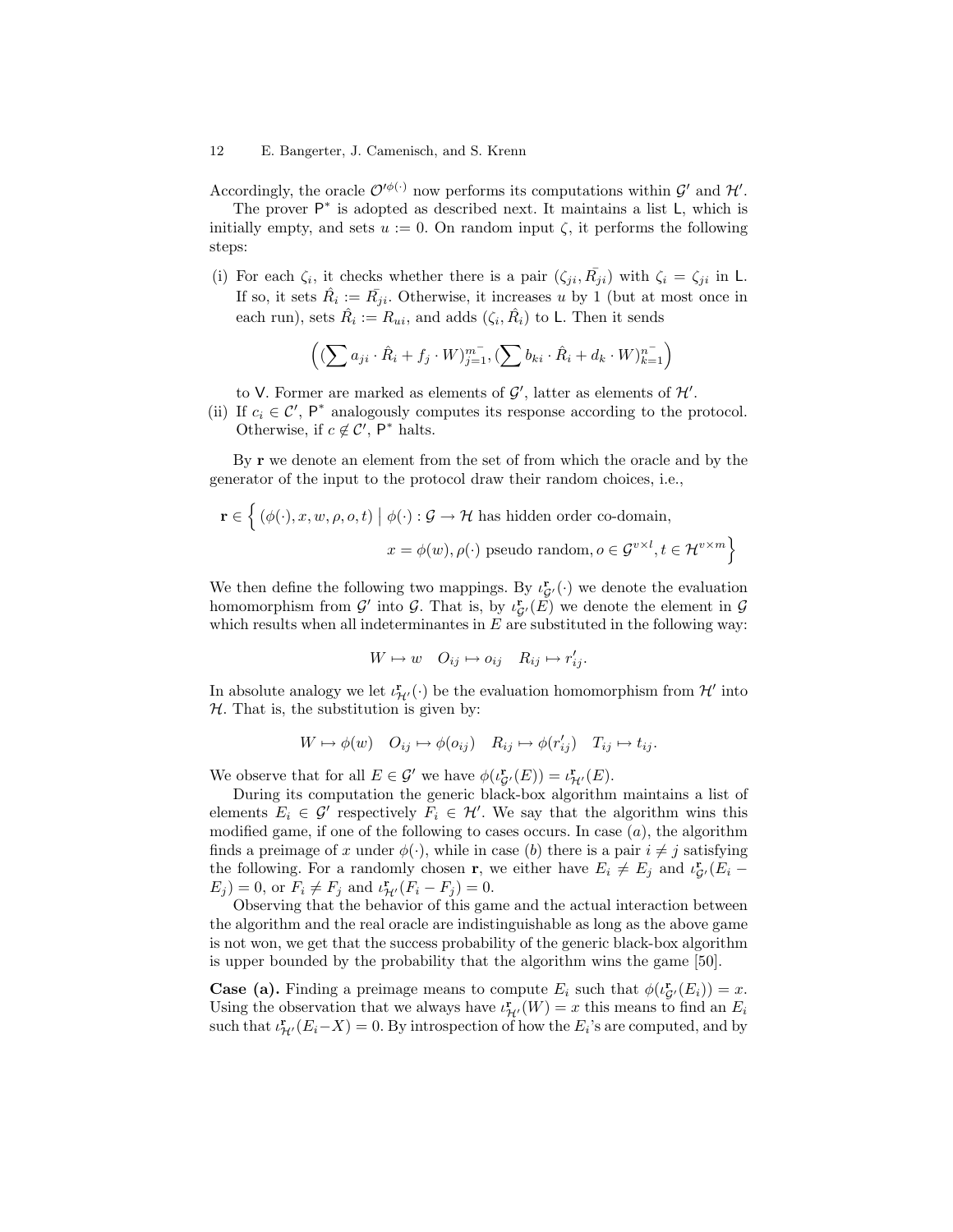Accordingly, the oracle $\mathcal{O}'^{\phi(\cdot)}$ now performs its computations within $\mathcal{G}'$ and $\mathcal{H}'$.

The prover $\mathsf{P}^*$ is adopted as described next. It maintains a list $\mathsf{L}$, which is initially empty, and sets $u := 0$. On random input $\zeta$, it performs the following steps:

(i) For each $\zeta_i$, it checks whether there is a pair $(\zeta_{ji}, \bar{R_{ji}})$ with $\zeta_i = \zeta_{ji}$ in $\mathsf{L}$. If so, it sets $\hat{R}_i := \bar{R_{ji}}$. Otherwise, it increases $u$ by 1 (but at most once in each run), sets $\hat{R}_i := R_{ui}$, and adds $(\zeta_i, \hat{R}_i)$ to $\mathsf{L}$. Then it sends

$$\Big( (\sum a_{ji} \cdot \hat{R}_i + f_j \cdot W)_{j=1}^{m^-}, (\sum b_{ki} \cdot \hat{R}_i + d_k \cdot W)_{k=1}^{n^-} \Big)$$

to $\mathsf{V}$. Former are marked as elements of $\mathcal{G}'$, latter as elements of $\mathcal{H}'$.

(ii) If $c_i \in \mathcal{C}'$, $\mathsf{P}^*$ analogously computes its response according to the protocol. Otherwise, if $c \notin \mathcal{C}'$, $\mathsf{P}^*$ halts.

By $\mathbf{r}$ we denote an element from the set of from which the oracle and by the generator of the input to the protocol draw their random choices, i.e.,

$$\mathbf{r} \in \Big\{ (\phi(\cdot), x, w, \rho, o, t) \;\Big|\; \phi(\cdot) : \mathcal{G} \to \mathcal{H} \text{ has hidden order co-domain,} \\ x = \phi(w), \rho(\cdot) \text{ pseudo random}, o \in \mathcal{G}^{v \times l}, t \in \mathcal{H}^{v \times m} \Big\}$$

We then define the following two mappings. By $\iota^{\mathbf{r}}_{\mathcal{G}'}(\cdot)$ we denote the evaluation homomorphism from $\mathcal{G}'$ into $\mathcal{G}$. That is, by $\iota^{\mathbf{r}}_{\mathcal{G}'}(E)$ we denote the element in $\mathcal{G}$ which results when all indeterminantes in $E$ are substituted in the following way:

$$W \mapsto w \quad O_{ij} \mapsto o_{ij} \quad R_{ij} \mapsto r'_{ij}.$$

In absolute analogy we let $\iota^{\mathbf{r}}_{\mathcal{H}'}(\cdot)$ be the evaluation homomorphism from $\mathcal{H}'$ into $\mathcal{H}$. That is, the substitution is given by:

$$W \mapsto \phi(w) \quad O_{ij} \mapsto \phi(o_{ij}) \quad R_{ij} \mapsto \phi(r'_{ij}) \quad T_{ij} \mapsto t_{ij}.$$

We observe that for all $E \in \mathcal{G}'$ we have $\phi(\iota^{\mathbf{r}}_{\mathcal{G}'}(E)) = \iota^{\mathbf{r}}_{\mathcal{H}'}(E)$.

During its computation the generic black-box algorithm maintains a list of elements $E_i \in \mathcal{G}'$ respectively $F_i \in \mathcal{H}'$. We say that the algorithm wins this modified game, if one of the following to cases occurs. In case $(a)$, the algorithm finds a preimage of $x$ under $\phi(\cdot)$, while in case $(b)$ there is a pair $i \neq j$ satisfying the following. For a randomly chosen $\mathbf{r}$, we either have $E_i \neq E_j$ and $\iota^{\mathbf{r}}_{\mathcal{G}'}(E_i - E_j) = 0$, or $F_i \neq F_j$ and $\iota^{\mathbf{r}}_{\mathcal{H}'}(F_i - F_j) = 0$.

Observing that the behavior of this game and the actual interaction between the algorithm and the real oracle are indistinguishable as long as the above game is not won, we get that the success probability of the generic black-box algorithm is upper bounded by the probability that the algorithm wins the game [50].

**Case (a).** Finding a preimage means to compute $E_i$ such that $\phi(\iota^{\mathbf{r}}_{\mathcal{G}'}(E_i)) = x$. Using the observation that we always have $\iota^{\mathbf{r}}_{\mathcal{H}'}(W) = x$ this means to find an $E_i$ such that $\iota^{\mathbf{r}}_{\mathcal{H}'}(E_i - X) = 0$. By introspection of how the $E_i$'s are computed, and by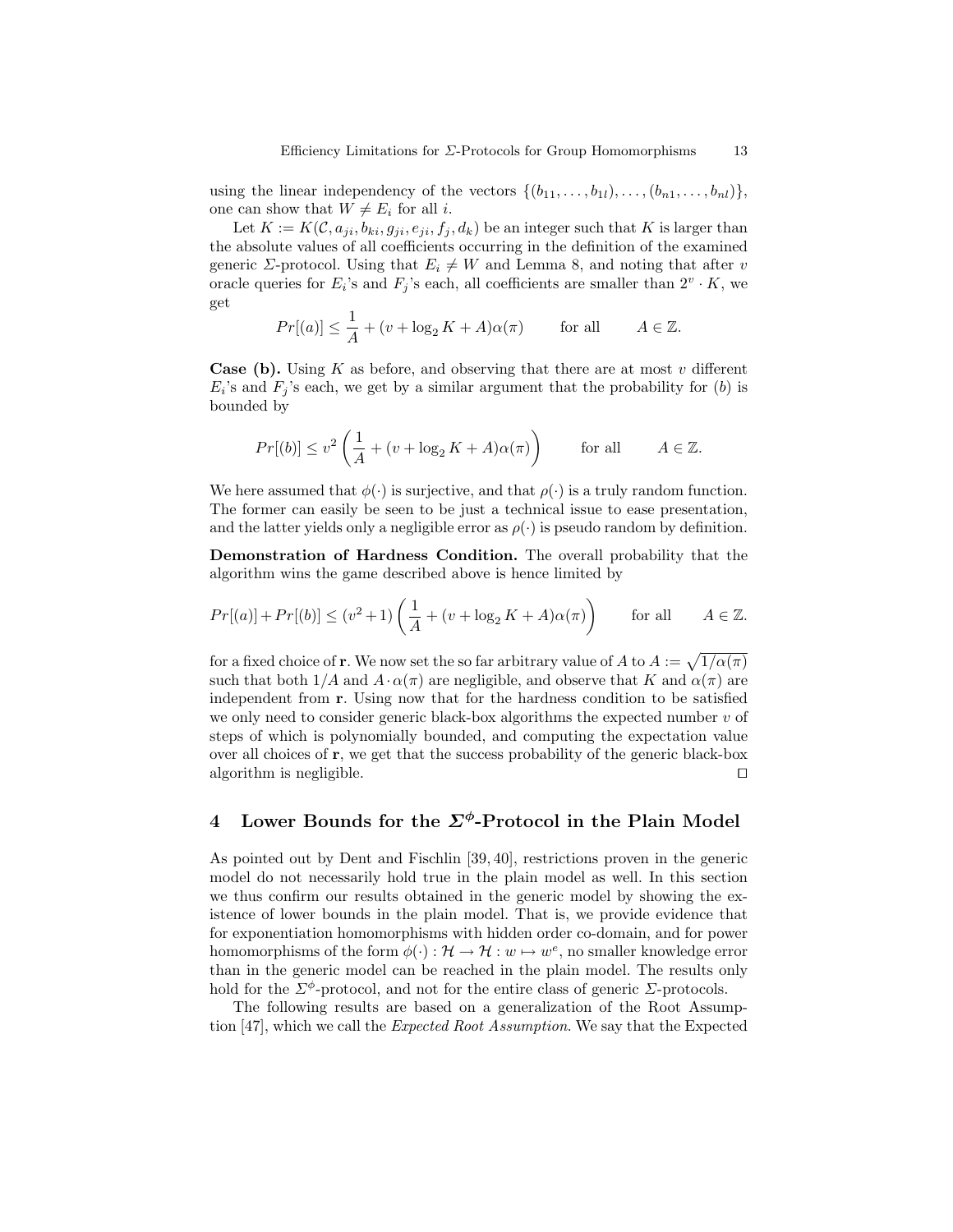using the linear independency of the vectors $\{(b_{11}, \ldots, b_{1l}), \ldots, (b_{n1}, \ldots, b_{nl})\}$, one can show that $W \neq E_i$ for all $i$.

Let $K := K(\mathcal{C}, a_{ji}, b_{ki}, g_{ji}, e_{ji}, f_j, d_k)$ be an integer such that $K$ is larger than the absolute values of all coefficients occurring in the definition of the examined generic $\Sigma$-protocol. Using that $E_i \neq W$ and Lemma 8, and noting that after $v$ oracle queries for $E_i$'s and $F_j$'s each, all coefficients are smaller than $2^v \cdot K$, we get

$$Pr[(a)] \leq \frac{1}{A} + (v + \log_2 K + A)\alpha(\pi) \qquad \text{for all} \qquad A \in \mathbb{Z}.$$

**Case (b).** Using $K$ as before, and observing that there are at most $v$ different $E_i$'s and $F_j$'s each, we get by a similar argument that the probability for $(b)$ is bounded by

$$Pr[(b)] \leq v^2 \left( \frac{1}{A} + (v + \log_2 K + A)\alpha(\pi) \right) \qquad \text{for all} \qquad A \in \mathbb{Z}.$$

We here assumed that $\phi(\cdot)$ is surjective, and that $\rho(\cdot)$ is a truly random function. The former can easily be seen to be just a technical issue to ease presentation, and the latter yields only a negligible error as $\rho(\cdot)$ is pseudo random by definition.

**Demonstration of Hardness Condition.** The overall probability that the algorithm wins the game described above is hence limited by

$$Pr[(a)] + Pr[(b)] \leq (v^2 + 1) \left( \frac{1}{A} + (v + \log_2 K + A)\alpha(\pi) \right) \qquad \text{for all} \qquad A \in \mathbb{Z}.$$

for a fixed choice of $\mathbf{r}$. We now set the so far arbitrary value of $A$ to $A := \sqrt{1/\alpha(\pi)}$ such that both $1/A$ and $A \cdot \alpha(\pi)$ are negligible, and observe that $K$ and $\alpha(\pi)$ are independent from $\mathbf{r}$. Using now that for the hardness condition to be satisfied we only need to consider generic black-box algorithms the expected number $v$ of steps of which is polynomially bounded, and computing the expectation value over all choices of $\mathbf{r}$, we get that the success probability of the generic black-box algorithm is negligible. □

## 4 Lower Bounds for the $\Sigma^\phi$-Protocol in the Plain Model

As pointed out by Dent and Fischlin [39, 40], restrictions proven in the generic model do not necessarily hold true in the plain model as well. In this section we thus confirm our results obtained in the generic model by showing the existence of lower bounds in the plain model. That is, we provide evidence that for exponentiation homomorphisms with hidden order co-domain, and for power homomorphisms of the form $\phi(\cdot) : \mathcal{H} \to \mathcal{H} : w \mapsto w^e$, no smaller knowledge error than in the generic model can be reached in the plain model. The results only hold for the $\Sigma^\phi$-protocol, and not for the entire class of generic $\Sigma$-protocols.

The following results are based on a generalization of the Root Assumption [47], which we call the *Expected Root Assumption*. We say that the Expected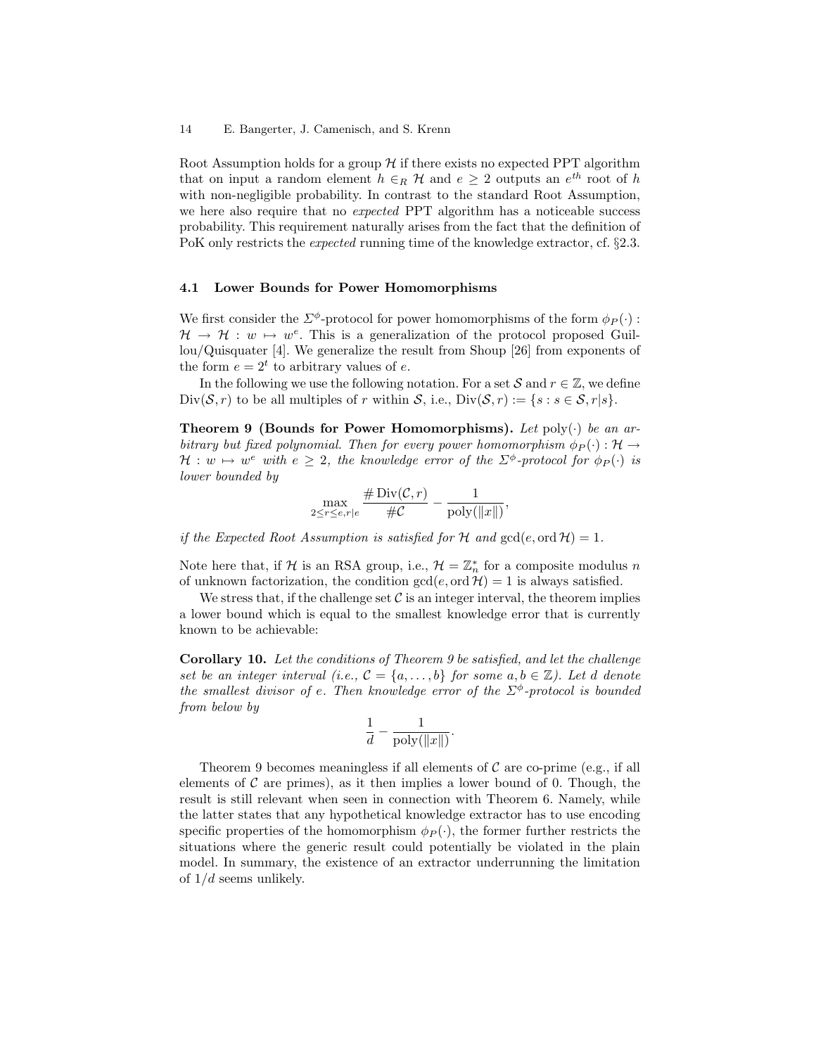Root Assumption holds for a group $\mathcal{H}$ if there exists no expected PPT algorithm that on input a random element $h \in_R \mathcal{H}$ and $e \geq 2$ outputs an $e^{th}$ root of $h$ with non-negligible probability. In contrast to the standard Root Assumption, we here also require that no *expected* PPT algorithm has a noticeable success probability. This requirement naturally arises from the fact that the definition of PoK only restricts the *expected* running time of the knowledge extractor, cf. §2.3.

### 4.1 Lower Bounds for Power Homomorphisms

We first consider the $\Sigma^\phi$-protocol for power homomorphisms of the form $\phi_P(\cdot) : \mathcal{H} \to \mathcal{H} : w \mapsto w^e$. This is a generalization of the protocol proposed Guillou/Quisquater [4]. We generalize the result from Shoup [26] from exponents of the form $e = 2^t$ to arbitrary values of $e$.

In the following we use the following notation. For a set $\mathcal{S}$ and $r \in \mathbb{Z}$, we define $\mathrm{Div}(\mathcal{S}, r)$ to be all multiples of $r$ within $\mathcal{S}$, i.e., $\mathrm{Div}(\mathcal{S}, r) := \{s : s \in \mathcal{S}, r|s\}$.

**Theorem 9 (Bounds for Power Homomorphisms).** *Let* $\mathrm{poly}(\cdot)$ *be an arbitrary but fixed polynomial. Then for every power homomorphism* $\phi_P(\cdot) : \mathcal{H} \to \mathcal{H} : w \mapsto w^e$ *with* $e \geq 2$*, the knowledge error of the* $\Sigma^\phi$*-protocol for* $\phi_P(\cdot)$ *is lower bounded by*

$$\max_{2 \leq r \leq e, r|e} \frac{\# \mathrm{Div}(\mathcal{C}, r)}{\# \mathcal{C}} - \frac{1}{\mathrm{poly}(\|x\|)},$$

*if the Expected Root Assumption is satisfied for* $\mathcal{H}$ *and* $\gcd(e, \mathrm{ord}\,\mathcal{H}) = 1$.

Note here that, if $\mathcal{H}$ is an RSA group, i.e., $\mathcal{H} = \mathbb{Z}_n^*$ for a composite modulus $n$ of unknown factorization, the condition $\gcd(e, \mathrm{ord}\,\mathcal{H}) = 1$ is always satisfied.

We stress that, if the challenge set $\mathcal{C}$ is an integer interval, the theorem implies a lower bound which is equal to the smallest knowledge error that is currently known to be achievable:

**Corollary 10.** *Let the conditions of Theorem 9 be satisfied, and let the challenge set be an integer interval (i.e.,* $\mathcal{C} = \{a, \ldots, b\}$ *for some* $a, b \in \mathbb{Z}$*). Let* $d$ *denote the smallest divisor of* $e$*. Then knowledge error of the* $\Sigma^\phi$*-protocol is bounded from below by*

$$\frac{1}{d} - \frac{1}{\mathrm{poly}(\|x\|)}.$$

Theorem 9 becomes meaningless if all elements of $\mathcal{C}$ are co-prime (e.g., if all elements of $\mathcal{C}$ are primes), as it then implies a lower bound of 0. Though, the result is still relevant when seen in connection with Theorem 6. Namely, while the latter states that any hypothetical knowledge extractor has to use encoding specific properties of the homomorphism $\phi_P(\cdot)$, the former further restricts the situations where the generic result could potentially be violated in the plain model. In summary, the existence of an extractor underrunning the limitation of $1/d$ seems unlikely.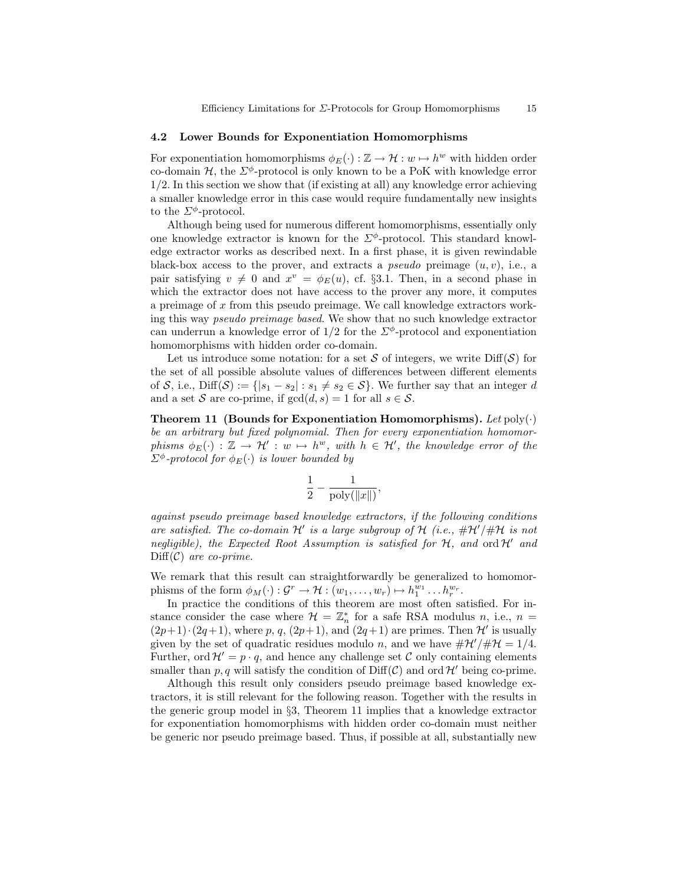### 4.2 Lower Bounds for Exponentiation Homomorphisms

For exponentiation homomorphisms $\phi_E(\cdot) : \mathbb{Z} \to \mathcal{H} : w \mapsto h^w$ with hidden order co-domain $\mathcal{H}$, the $\Sigma^\phi$-protocol is only known to be a PoK with knowledge error $1/2$. In this section we show that (if existing at all) any knowledge error achieving a smaller knowledge error in this case would require fundamentally new insights to the $\Sigma^\phi$-protocol.

Although being used for numerous different homomorphisms, essentially only one knowledge extractor is known for the $\Sigma^\phi$-protocol. This standard knowledge extractor works as described next. In a first phase, it is given rewindable black-box access to the prover, and extracts a *pseudo* preimage $(u, v)$, i.e., a pair satisfying $v \neq 0$ and $x^v = \phi_E(u)$, cf. §3.1. Then, in a second phase in which the extractor does not have access to the prover any more, it computes a preimage of $x$ from this pseudo preimage. We call knowledge extractors working this way *pseudo preimage based*. We show that no such knowledge extractor can underrun a knowledge error of $1/2$ for the $\Sigma^\phi$-protocol and exponentiation homomorphisms with hidden order co-domain.

Let us introduce some notation: for a set $\mathcal{S}$ of integers, we write $\mathrm{Diff}(\mathcal{S})$ for the set of all possible absolute values of differences between different elements of $\mathcal{S}$, i.e., $\mathrm{Diff}(\mathcal{S}) := \{|s_1 - s_2| : s_1 \neq s_2 \in \mathcal{S}\}$. We further say that an integer $d$ and a set $\mathcal{S}$ are co-prime, if $\gcd(d, s) = 1$ for all $s \in \mathcal{S}$.

**Theorem 11 (Bounds for Exponentiation Homomorphisms).** *Let* $\mathrm{poly}(\cdot)$ *be an arbitrary but fixed polynomial. Then for every exponentiation homomorphisms* $\phi_E(\cdot) : \mathbb{Z} \to \mathcal{H}' : w \mapsto h^w$*, with* $h \in \mathcal{H}'$*, the knowledge error of the* $\Sigma^\phi$*-protocol for* $\phi_E(\cdot)$ *is lower bounded by*

$$\frac{1}{2} - \frac{1}{\mathrm{poly}(\|x\|)},$$

*against pseudo preimage based knowledge extractors, if the following conditions are satisfied. The co-domain* $\mathcal{H}'$ *is a large subgroup of* $\mathcal{H}$ *(i.e.,* $\#\mathcal{H}'/\#\mathcal{H}$ *is not negligible), the Expected Root Assumption is satisfied for* $\mathcal{H}$*, and* $\mathrm{ord}\,\mathcal{H}'$ *and* $\mathrm{Diff}(\mathcal{C})$ *are co-prime.*

We remark that this result can straightforwardly be generalized to homomorphisms of the form $\phi_M(\cdot) : \mathcal{G}^r \to \mathcal{H} : (w_1, \dots, w_r) \mapsto h_1^{w_1} \dots h_r^{w_r}$.

In practice the conditions of this theorem are most often satisfied. For instance consider the case where $\mathcal{H} = \mathbb{Z}_n^*$ for a safe RSA modulus $n$, i.e., $n = (2p+1) \cdot (2q+1)$, where $p$, $q$, $(2p+1)$, and $(2q+1)$ are primes. Then $\mathcal{H}'$ is usually given by the set of quadratic residues modulo $n$, and we have $\#\mathcal{H}'/\#\mathcal{H} = 1/4$. Further, $\mathrm{ord}\,\mathcal{H}' = p \cdot q$, and hence any challenge set $\mathcal{C}$ only containing elements smaller than $p, q$ will satisfy the condition of $\mathrm{Diff}(\mathcal{C})$ and $\mathrm{ord}\,\mathcal{H}'$ being co-prime.

Although this result only considers pseudo preimage based knowledge extractors, it is still relevant for the following reason. Together with the results in the generic group model in §3, Theorem 11 implies that a knowledge extractor for exponentiation homomorphisms with hidden order co-domain must neither be generic nor pseudo preimage based. Thus, if possible at all, substantially new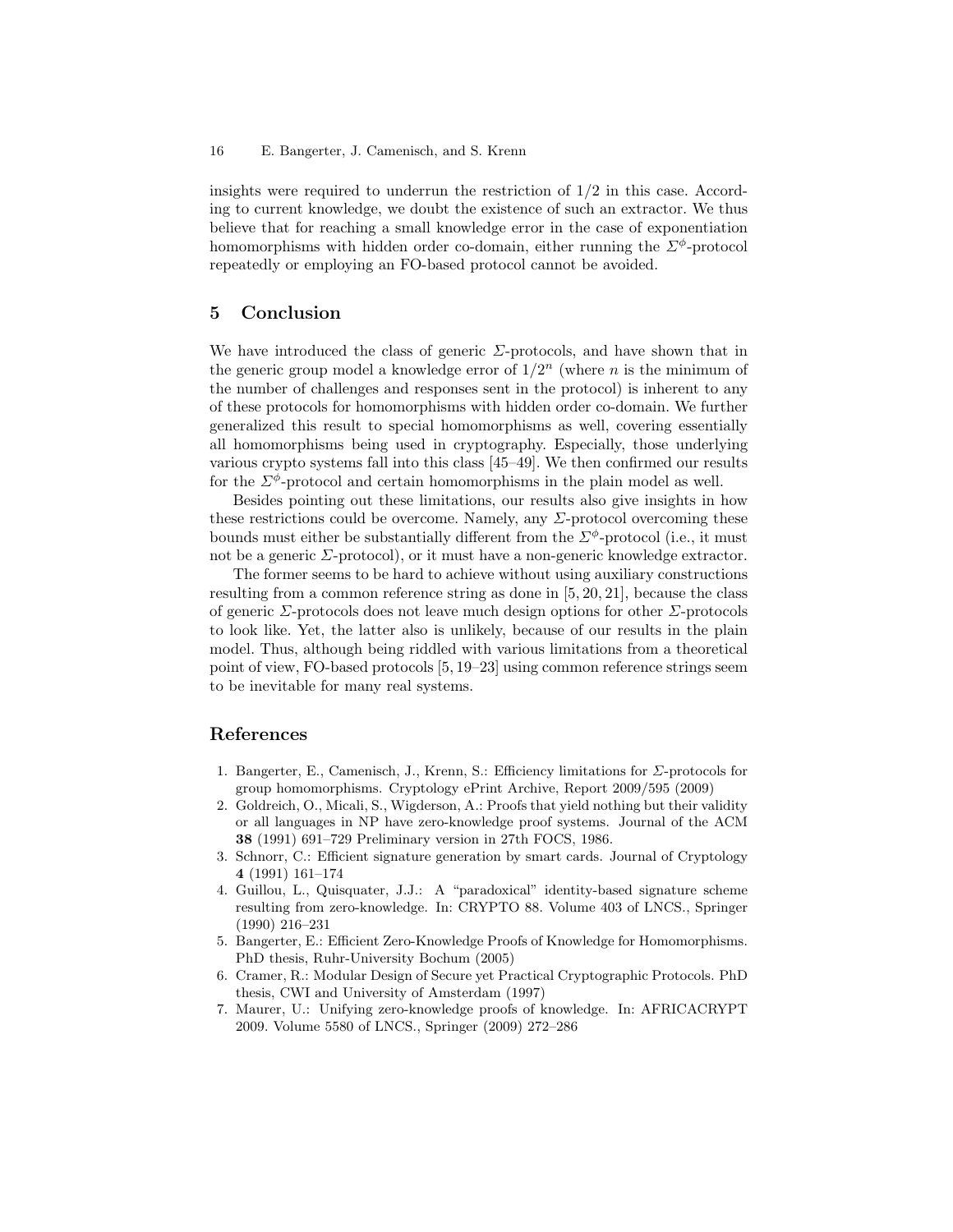insights were required to underrun the restriction of 1/2 in this case. According to current knowledge, we doubt the existence of such an extractor. We thus believe that for reaching a small knowledge error in the case of exponentiation homomorphisms with hidden order co-domain, either running the $\Sigma^{\phi}$-protocol repeatedly or employing an FO-based protocol cannot be avoided.

## 5 Conclusion

We have introduced the class of generic $\Sigma$-protocols, and have shown that in the generic group model a knowledge error of $1/2^n$ (where $n$ is the minimum of the number of challenges and responses sent in the protocol) is inherent to any of these protocols for homomorphisms with hidden order co-domain. We further generalized this result to special homomorphisms as well, covering essentially all homomorphisms being used in cryptography. Especially, those underlying various crypto systems fall into this class [45–49]. We then confirmed our results for the $\Sigma^{\phi}$-protocol and certain homomorphisms in the plain model as well.

Besides pointing out these limitations, our results also give insights in how these restrictions could be overcome. Namely, any $\Sigma$-protocol overcoming these bounds must either be substantially different from the $\Sigma^{\phi}$-protocol (i.e., it must not be a generic $\Sigma$-protocol), or it must have a non-generic knowledge extractor.

The former seems to be hard to achieve without using auxiliary constructions resulting from a common reference string as done in [5, 20, 21], because the class of generic $\Sigma$-protocols does not leave much design options for other $\Sigma$-protocols to look like. Yet, the latter also is unlikely, because of our results in the plain model. Thus, although being riddled with various limitations from a theoretical point of view, FO-based protocols [5, 19–23] using common reference strings seem to be inevitable for many real systems.

## References

1. Bangerter, E., Camenisch, J., Krenn, S.: Efficiency limitations for $\Sigma$-protocols for group homomorphisms. Cryptology ePrint Archive, Report 2009/595 (2009)
2. Goldreich, O., Micali, S., Wigderson, A.: Proofs that yield nothing but their validity or all languages in NP have zero-knowledge proof systems. Journal of the ACM **38** (1991) 691–729 Preliminary version in 27th FOCS, 1986.
3. Schnorr, C.: Efficient signature generation by smart cards. Journal of Cryptology **4** (1991) 161–174
4. Guillou, L., Quisquater, J.J.: A "paradoxical" identity-based signature scheme resulting from zero-knowledge. In: CRYPTO 88. Volume 403 of LNCS., Springer (1990) 216–231
5. Bangerter, E.: Efficient Zero-Knowledge Proofs of Knowledge for Homomorphisms. PhD thesis, Ruhr-University Bochum (2005)
6. Cramer, R.: Modular Design of Secure yet Practical Cryptographic Protocols. PhD thesis, CWI and University of Amsterdam (1997)
7. Maurer, U.: Unifying zero-knowledge proofs of knowledge. In: AFRICACRYPT 2009. Volume 5580 of LNCS., Springer (2009) 272–286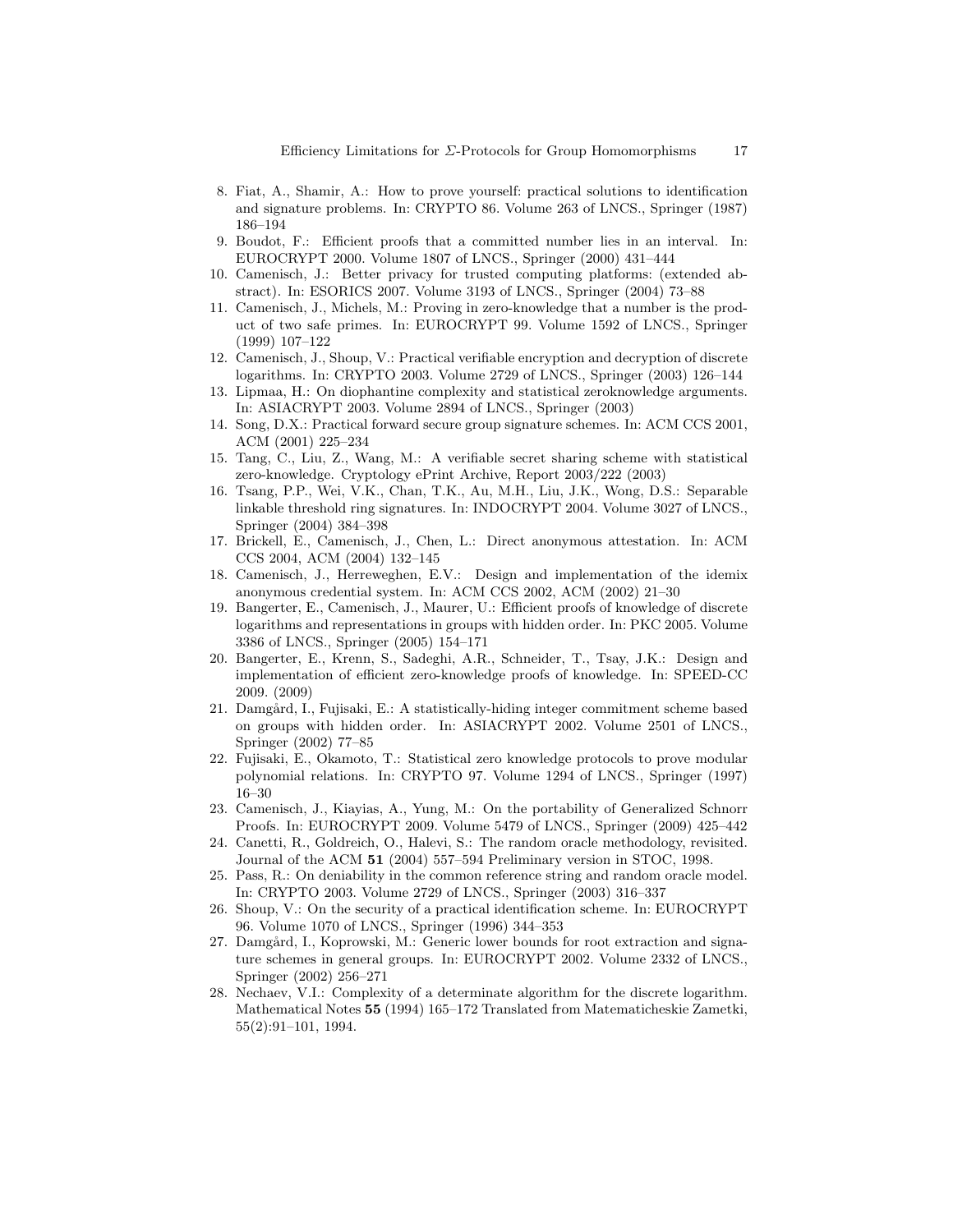8. Fiat, A., Shamir, A.: How to prove yourself: practical solutions to identification and signature problems. In: CRYPTO 86. Volume 263 of LNCS., Springer (1987) 186–194
9. Boudot, F.: Efficient proofs that a committed number lies in an interval. In: EUROCRYPT 2000. Volume 1807 of LNCS., Springer (2000) 431–444
10. Camenisch, J.: Better privacy for trusted computing platforms: (extended abstract). In: ESORICS 2007. Volume 3193 of LNCS., Springer (2004) 73–88
11. Camenisch, J., Michels, M.: Proving in zero-knowledge that a number is the product of two safe primes. In: EUROCRYPT 99. Volume 1592 of LNCS., Springer (1999) 107–122
12. Camenisch, J., Shoup, V.: Practical verifiable encryption and decryption of discrete logarithms. In: CRYPTO 2003. Volume 2729 of LNCS., Springer (2003) 126–144
13. Lipmaa, H.: On diophantine complexity and statistical zeroknowledge arguments. In: ASIACRYPT 2003. Volume 2894 of LNCS., Springer (2003)
14. Song, D.X.: Practical forward secure group signature schemes. In: ACM CCS 2001, ACM (2001) 225–234
15. Tang, C., Liu, Z., Wang, M.: A verifiable secret sharing scheme with statistical zero-knowledge. Cryptology ePrint Archive, Report 2003/222 (2003)
16. Tsang, P.P., Wei, V.K., Chan, T.K., Au, M.H., Liu, J.K., Wong, D.S.: Separable linkable threshold ring signatures. In: INDOCRYPT 2004. Volume 3027 of LNCS., Springer (2004) 384–398
17. Brickell, E., Camenisch, J., Chen, L.: Direct anonymous attestation. In: ACM CCS 2004, ACM (2004) 132–145
18. Camenisch, J., Herreweghen, E.V.: Design and implementation of the idemix anonymous credential system. In: ACM CCS 2002, ACM (2002) 21–30
19. Bangerter, E., Camenisch, J., Maurer, U.: Efficient proofs of knowledge of discrete logarithms and representations in groups with hidden order. In: PKC 2005. Volume 3386 of LNCS., Springer (2005) 154–171
20. Bangerter, E., Krenn, S., Sadeghi, A.R., Schneider, T., Tsay, J.K.: Design and implementation of efficient zero-knowledge proofs of knowledge. In: SPEED-CC 2009. (2009)
21. Damgård, I., Fujisaki, E.: A statistically-hiding integer commitment scheme based on groups with hidden order. In: ASIACRYPT 2002. Volume 2501 of LNCS., Springer (2002) 77–85
22. Fujisaki, E., Okamoto, T.: Statistical zero knowledge protocols to prove modular polynomial relations. In: CRYPTO 97. Volume 1294 of LNCS., Springer (1997) 16–30
23. Camenisch, J., Kiayias, A., Yung, M.: On the portability of Generalized Schnorr Proofs. In: EUROCRYPT 2009. Volume 5479 of LNCS., Springer (2009) 425–442
24. Canetti, R., Goldreich, O., Halevi, S.: The random oracle methodology, revisited. Journal of the ACM **51** (2004) 557–594 Preliminary version in STOC, 1998.
25. Pass, R.: On deniability in the common reference string and random oracle model. In: CRYPTO 2003. Volume 2729 of LNCS., Springer (2003) 316–337
26. Shoup, V.: On the security of a practical identification scheme. In: EUROCRYPT 96. Volume 1070 of LNCS., Springer (1996) 344–353
27. Damgård, I., Koprowski, M.: Generic lower bounds for root extraction and signature schemes in general groups. In: EUROCRYPT 2002. Volume 2332 of LNCS., Springer (2002) 256–271
28. Nechaev, V.I.: Complexity of a determinate algorithm for the discrete logarithm. Mathematical Notes **55** (1994) 165–172 Translated from Matematicheskie Zametki, 55(2):91–101, 1994.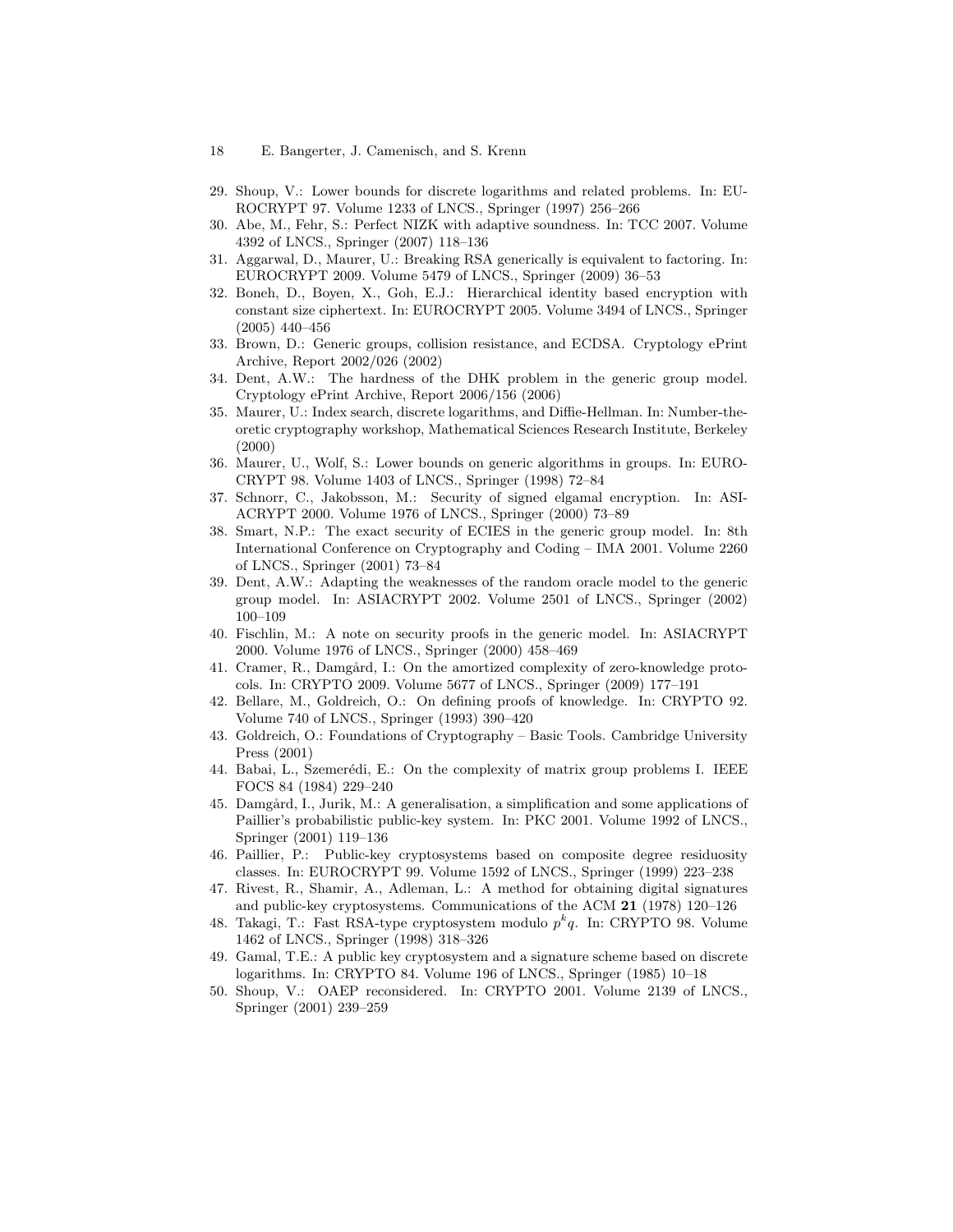29. Shoup, V.: Lower bounds for discrete logarithms and related problems. In: EUROCRYPT 97. Volume 1233 of LNCS., Springer (1997) 256–266
30. Abe, M., Fehr, S.: Perfect NIZK with adaptive soundness. In: TCC 2007. Volume 4392 of LNCS., Springer (2007) 118–136
31. Aggarwal, D., Maurer, U.: Breaking RSA generically is equivalent to factoring. In: EUROCRYPT 2009. Volume 5479 of LNCS., Springer (2009) 36–53
32. Boneh, D., Boyen, X., Goh, E.J.: Hierarchical identity based encryption with constant size ciphertext. In: EUROCRYPT 2005. Volume 3494 of LNCS., Springer (2005) 440–456
33. Brown, D.: Generic groups, collision resistance, and ECDSA. Cryptology ePrint Archive, Report 2002/026 (2002)
34. Dent, A.W.: The hardness of the DHK problem in the generic group model. Cryptology ePrint Archive, Report 2006/156 (2006)
35. Maurer, U.: Index search, discrete logarithms, and Diffie-Hellman. In: Number-theoretic cryptography workshop, Mathematical Sciences Research Institute, Berkeley (2000)
36. Maurer, U., Wolf, S.: Lower bounds on generic algorithms in groups. In: EUROCRYPT 98. Volume 1403 of LNCS., Springer (1998) 72–84
37. Schnorr, C., Jakobsson, M.: Security of signed elgamal encryption. In: ASIACRYPT 2000. Volume 1976 of LNCS., Springer (2000) 73–89
38. Smart, N.P.: The exact security of ECIES in the generic group model. In: 8th International Conference on Cryptography and Coding – IMA 2001. Volume 2260 of LNCS., Springer (2001) 73–84
39. Dent, A.W.: Adapting the weaknesses of the random oracle model to the generic group model. In: ASIACRYPT 2002. Volume 2501 of LNCS., Springer (2002) 100–109
40. Fischlin, M.: A note on security proofs in the generic model. In: ASIACRYPT 2000. Volume 1976 of LNCS., Springer (2000) 458–469
41. Cramer, R., Damgård, I.: On the amortized complexity of zero-knowledge protocols. In: CRYPTO 2009. Volume 5677 of LNCS., Springer (2009) 177–191
42. Bellare, M., Goldreich, O.: On defining proofs of knowledge. In: CRYPTO 92. Volume 740 of LNCS., Springer (1993) 390–420
43. Goldreich, O.: Foundations of Cryptography – Basic Tools. Cambridge University Press (2001)
44. Babai, L., Szemerédi, E.: On the complexity of matrix group problems I. IEEE FOCS 84 (1984) 229–240
45. Damgård, I., Jurik, M.: A generalisation, a simplification and some applications of Paillier's probabilistic public-key system. In: PKC 2001. Volume 1992 of LNCS., Springer (2001) 119–136
46. Paillier, P.: Public-key cryptosystems based on composite degree residuosity classes. In: EUROCRYPT 99. Volume 1592 of LNCS., Springer (1999) 223–238
47. Rivest, R., Shamir, A., Adleman, L.: A method for obtaining digital signatures and public-key cryptosystems. Communications of the ACM **21** (1978) 120–126
48. Takagi, T.: Fast RSA-type cryptosystem modulo $p^k q$. In: CRYPTO 98. Volume 1462 of LNCS., Springer (1998) 318–326
49. Gamal, T.E.: A public key cryptosystem and a signature scheme based on discrete logarithms. In: CRYPTO 84. Volume 196 of LNCS., Springer (1985) 10–18
50. Shoup, V.: OAEP reconsidered. In: CRYPTO 2001. Volume 2139 of LNCS., Springer (2001) 239–259